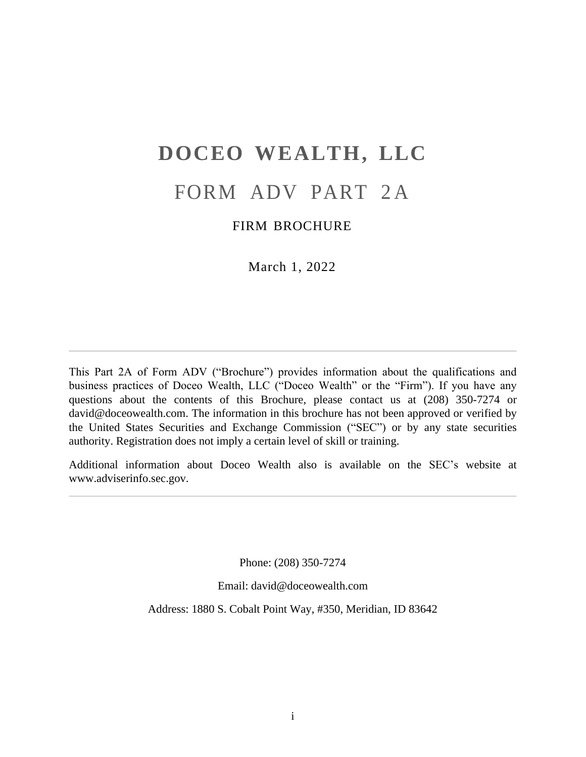# DOCEO WEALTH, LLC

## FORM ADV PART 2A

### FIRM BROCHURE

March 1, 2022

---

This Part 2A of Form ADV ("Brochure") provides information about the qualifications and business practices of Doceo Wealth, LLC ("Doceo Wealth" or the "Firm"). If you have any questions about the contents of this Brochure, please contact us at (208) 350-7274 or david@doceowealth.com. The information in this brochure has not been approved or verified by the United States Securities and Exchange Commission ("SEC") or by any state securities authority. Registration does not imply a certain level of skill or training.

Additional information about Doceo Wealth also is available on the SEC's website at www.adviserinfo.sec.gov.

---

Phone: (208) 350-7274

Email: david@doceowealth.com

Address: 1880 S. Cobalt Point Way, #350, Meridian, ID 83642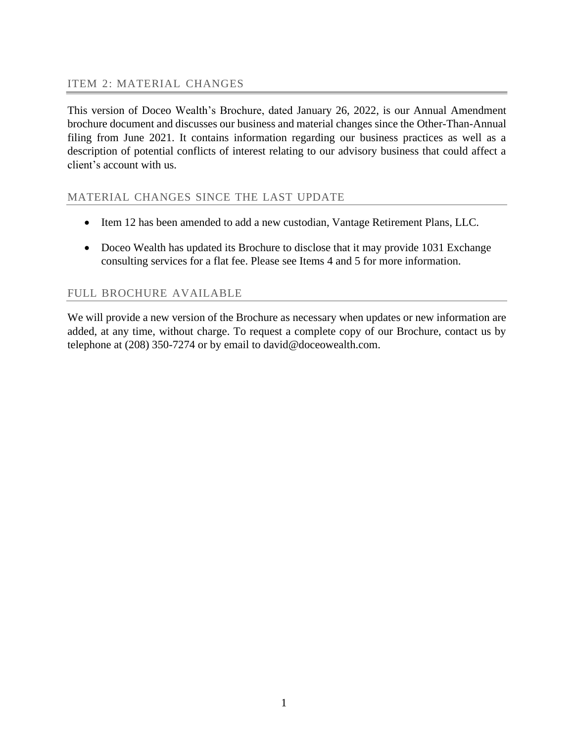## ITEM 2: MATERIAL CHANGES

This version of Doceo Wealth's Brochure, dated January 26, 2022, is our Annual Amendment brochure document and discusses our business and material changes since the Other-Than-Annual filing from June 2021. It contains information regarding our business practices as well as a description of potential conflicts of interest relating to our advisory business that could affect a client's account with us.

### MATERIAL CHANGES SINCE THE LAST UPDATE

- Item 12 has been amended to add a new custodian, Vantage Retirement Plans, LLC.
- Doceo Wealth has updated its Brochure to disclose that it may provide 1031 Exchange consulting services for a flat fee. Please see Items 4 and 5 for more information.

### FULL BROCHURE AVAILABLE

We will provide a new version of the Brochure as necessary when updates or new information are added, at any time, without charge. To request a complete copy of our Brochure, contact us by telephone at (208) 350-7274 or by email to david@doceowealth.com.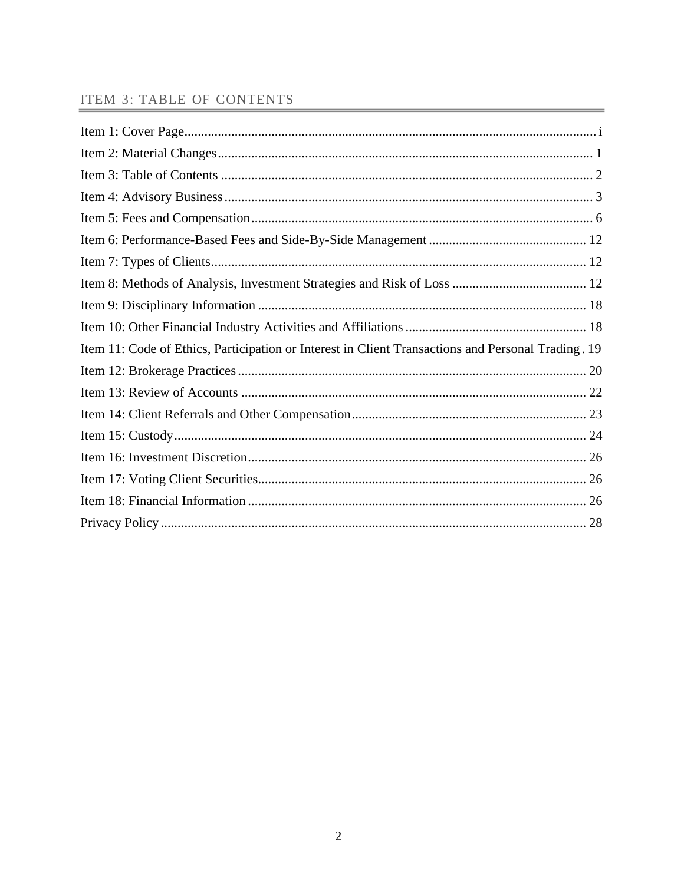## ITEM 3: TABLE OF CONTENTS

Item 1: Cover Page ........................................................................................................... i
Item 2: Material Changes .................................................................................................. 1
Item 3: Table of Contents ................................................................................................. 2
Item 4: Advisory Business ................................................................................................ 3
Item 5: Fees and Compensation ........................................................................................ 6
Item 6: Performance-Based Fees and Side-By-Side Management .................................... 12
Item 7: Types of Clients .................................................................................................. 12
Item 8: Methods of Analysis, Investment Strategies and Risk of Loss ............................ 12
Item 9: Disciplinary Information .................................................................................... 18
Item 10: Other Financial Industry Activities and Affiliations ......................................... 18
Item 11: Code of Ethics, Participation or Interest in Client Transactions and Personal Trading . 19
Item 12: Brokerage Practices .......................................................................................... 20
Item 13: Review of Accounts .......................................................................................... 22
Item 14: Client Referrals and Other Compensation ........................................................ 23
Item 15: Custody ............................................................................................................. 24
Item 16: Investment Discretion ....................................................................................... 26
Item 17: Voting Client Securities .................................................................................... 26
Item 18: Financial Information ....................................................................................... 26
Privacy Policy .................................................................................................................. 28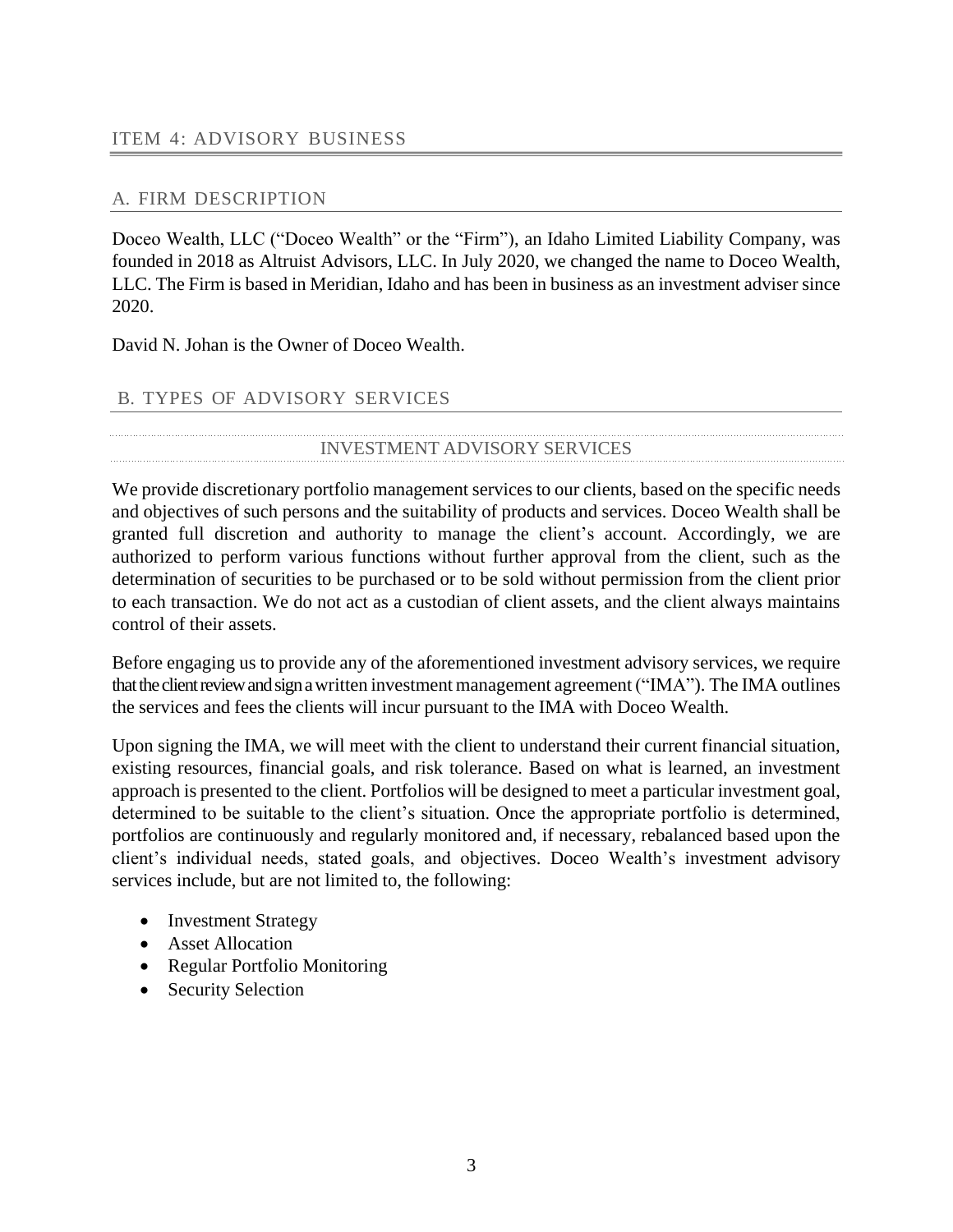## ITEM 4: ADVISORY BUSINESS

### A. FIRM DESCRIPTION

Doceo Wealth, LLC ("Doceo Wealth" or the "Firm"), an Idaho Limited Liability Company, was founded in 2018 as Altruist Advisors, LLC. In July 2020, we changed the name to Doceo Wealth, LLC. The Firm is based in Meridian, Idaho and has been in business as an investment adviser since 2020.

David N. Johan is the Owner of Doceo Wealth.

### B. TYPES OF ADVISORY SERVICES

#### INVESTMENT ADVISORY SERVICES

We provide discretionary portfolio management services to our clients, based on the specific needs and objectives of such persons and the suitability of products and services. Doceo Wealth shall be granted full discretion and authority to manage the client's account. Accordingly, we are authorized to perform various functions without further approval from the client, such as the determination of securities to be purchased or to be sold without permission from the client prior to each transaction. We do not act as a custodian of client assets, and the client always maintains control of their assets.

Before engaging us to provide any of the aforementioned investment advisory services, we require that the client review and sign a written investment management agreement ("IMA"). The IMA outlines the services and fees the clients will incur pursuant to the IMA with Doceo Wealth.

Upon signing the IMA, we will meet with the client to understand their current financial situation, existing resources, financial goals, and risk tolerance. Based on what is learned, an investment approach is presented to the client. Portfolios will be designed to meet a particular investment goal, determined to be suitable to the client's situation. Once the appropriate portfolio is determined, portfolios are continuously and regularly monitored and, if necessary, rebalanced based upon the client's individual needs, stated goals, and objectives. Doceo Wealth's investment advisory services include, but are not limited to, the following:

- Investment Strategy
- Asset Allocation
- Regular Portfolio Monitoring
- Security Selection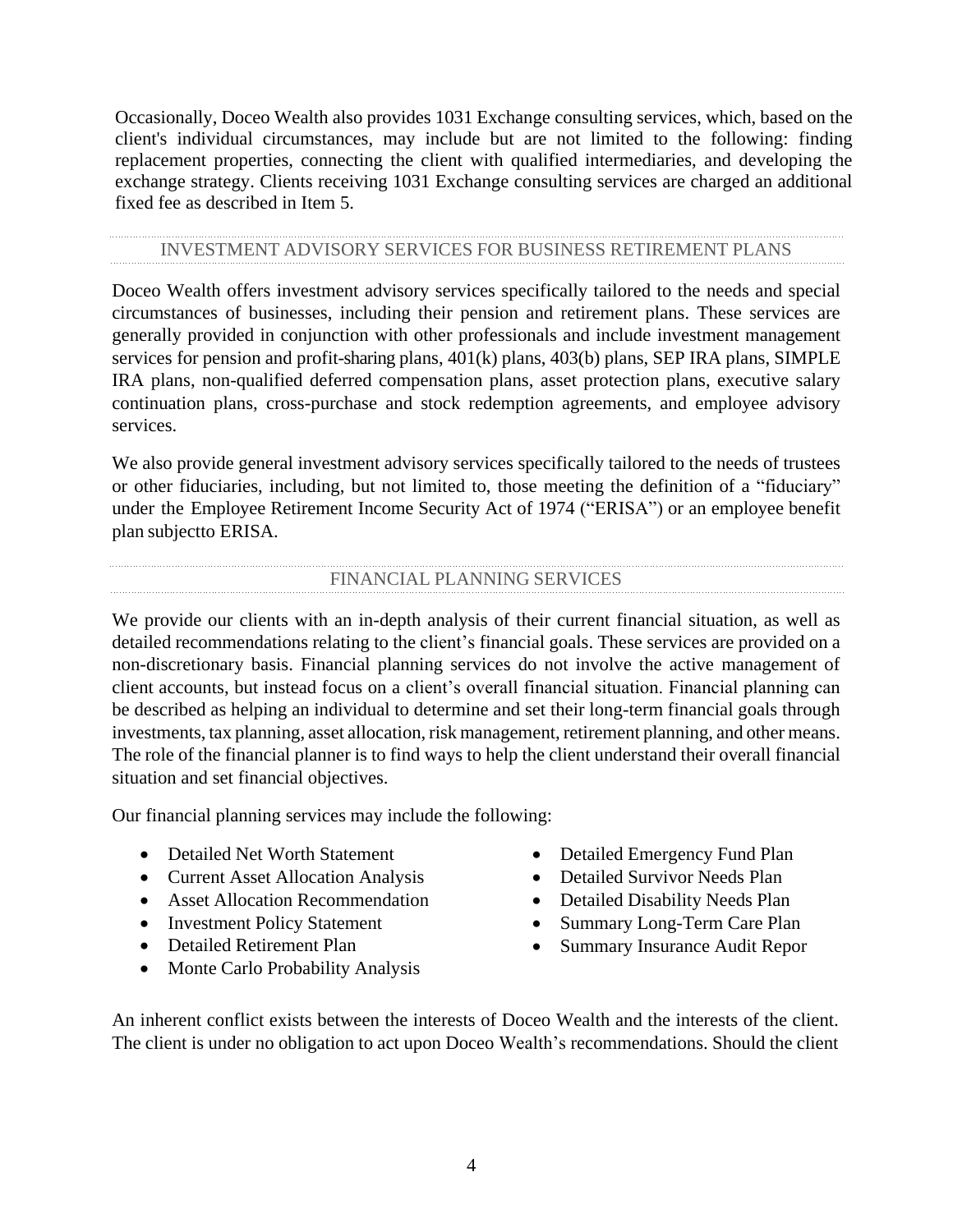Occasionally, Doceo Wealth also provides 1031 Exchange consulting services, which, based on the client's individual circumstances, may include but are not limited to the following: finding replacement properties, connecting the client with qualified intermediaries, and developing the exchange strategy. Clients receiving 1031 Exchange consulting services are charged an additional fixed fee as described in Item 5.

## INVESTMENT ADVISORY SERVICES FOR BUSINESS RETIREMENT PLANS

Doceo Wealth offers investment advisory services specifically tailored to the needs and special circumstances of businesses, including their pension and retirement plans. These services are generally provided in conjunction with other professionals and include investment management services for pension and profit-sharing plans, 401(k) plans, 403(b) plans, SEP IRA plans, SIMPLE IRA plans, non-qualified deferred compensation plans, asset protection plans, executive salary continuation plans, cross-purchase and stock redemption agreements, and employee advisory services.

We also provide general investment advisory services specifically tailored to the needs of trustees or other fiduciaries, including, but not limited to, those meeting the definition of a "fiduciary" under the Employee Retirement Income Security Act of 1974 ("ERISA") or an employee benefit plan subjectto ERISA.

## FINANCIAL PLANNING SERVICES

We provide our clients with an in-depth analysis of their current financial situation, as well as detailed recommendations relating to the client's financial goals. These services are provided on a non-discretionary basis. Financial planning services do not involve the active management of client accounts, but instead focus on a client's overall financial situation. Financial planning can be described as helping an individual to determine and set their long-term financial goals through investments, tax planning, asset allocation, risk management, retirement planning, and other means. The role of the financial planner is to find ways to help the client understand their overall financial situation and set financial objectives.

Our financial planning services may include the following:

- Detailed Net Worth Statement
- Current Asset Allocation Analysis
- Asset Allocation Recommendation
- Investment Policy Statement
- Detailed Retirement Plan
- Monte Carlo Probability Analysis
- Detailed Emergency Fund Plan
- Detailed Survivor Needs Plan
- Detailed Disability Needs Plan
- Summary Long-Term Care Plan
- Summary Insurance Audit Repor

An inherent conflict exists between the interests of Doceo Wealth and the interests of the client. The client is under no obligation to act upon Doceo Wealth's recommendations. Should the client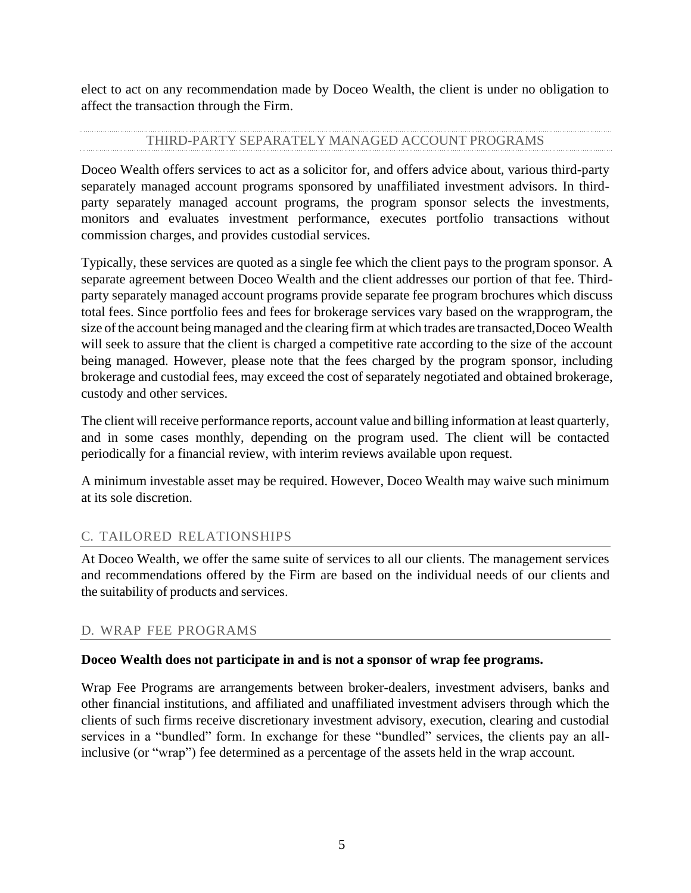elect to act on any recommendation made by Doceo Wealth, the client is under no obligation to affect the transaction through the Firm.

### THIRD-PARTY SEPARATELY MANAGED ACCOUNT PROGRAMS

Doceo Wealth offers services to act as a solicitor for, and offers advice about, various third-party separately managed account programs sponsored by unaffiliated investment advisors. In third-party separately managed account programs, the program sponsor selects the investments, monitors and evaluates investment performance, executes portfolio transactions without commission charges, and provides custodial services.

Typically, these services are quoted as a single fee which the client pays to the program sponsor. A separate agreement between Doceo Wealth and the client addresses our portion of that fee. Third-party separately managed account programs provide separate fee program brochures which discuss total fees. Since portfolio fees and fees for brokerage services vary based on the wrapprogram, the size of the account being managed and the clearing firm at which trades are transacted,Doceo Wealth will seek to assure that the client is charged a competitive rate according to the size of the account being managed. However, please note that the fees charged by the program sponsor, including brokerage and custodial fees, may exceed the cost of separately negotiated and obtained brokerage, custody and other services.

The client will receive performance reports, account value and billing information at least quarterly, and in some cases monthly, depending on the program used. The client will be contacted periodically for a financial review, with interim reviews available upon request.

A minimum investable asset may be required. However, Doceo Wealth may waive such minimum at its sole discretion.

## C. TAILORED RELATIONSHIPS

At Doceo Wealth, we offer the same suite of services to all our clients. The management services and recommendations offered by the Firm are based on the individual needs of our clients and the suitability of products and services.

## D. WRAP FEE PROGRAMS

**Doceo Wealth does not participate in and is not a sponsor of wrap fee programs.**

Wrap Fee Programs are arrangements between broker-dealers, investment advisers, banks and other financial institutions, and affiliated and unaffiliated investment advisers through which the clients of such firms receive discretionary investment advisory, execution, clearing and custodial services in a "bundled" form. In exchange for these "bundled" services, the clients pay an all-inclusive (or "wrap") fee determined as a percentage of the assets held in the wrap account.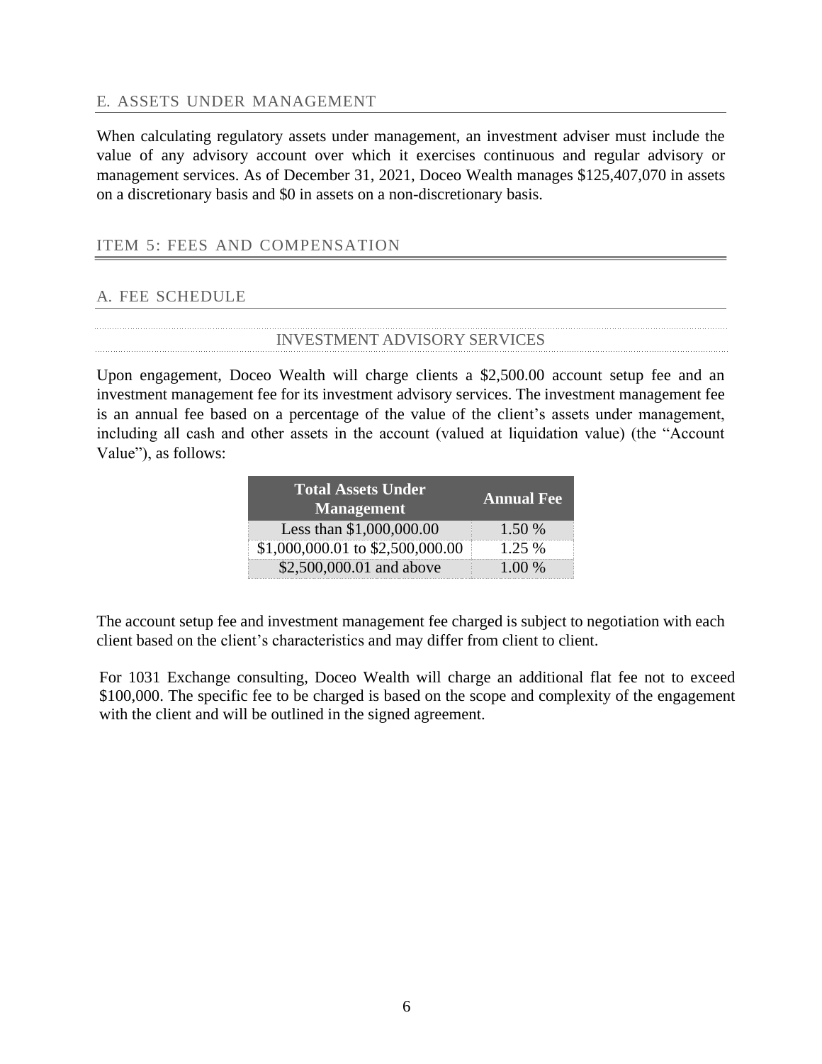## E. ASSETS UNDER MANAGEMENT

When calculating regulatory assets under management, an investment adviser must include the value of any advisory account over which it exercises continuous and regular advisory or management services. As of December 31, 2021, Doceo Wealth manages $125,407,070 in assets on a discretionary basis and $0 in assets on a non-discretionary basis.

# ITEM 5: FEES AND COMPENSATION

## A. FEE SCHEDULE

### INVESTMENT ADVISORY SERVICES

Upon engagement, Doceo Wealth will charge clients a $2,500.00 account setup fee and an investment management fee for its investment advisory services. The investment management fee is an annual fee based on a percentage of the value of the client's assets under management, including all cash and other assets in the account (valued at liquidation value) (the "Account Value"), as follows:

| Total Assets Under Management | Annual Fee |
|---|---|
| Less than $1,000,000.00 | 1.50 % |
| $1,000,000.01 to $2,500,000.00 | 1.25 % |
| $2,500,000.01 and above | 1.00 % |

The account setup fee and investment management fee charged is subject to negotiation with each client based on the client's characteristics and may differ from client to client.

For 1031 Exchange consulting, Doceo Wealth will charge an additional flat fee not to exceed $100,000. The specific fee to be charged is based on the scope and complexity of the engagement with the client and will be outlined in the signed agreement.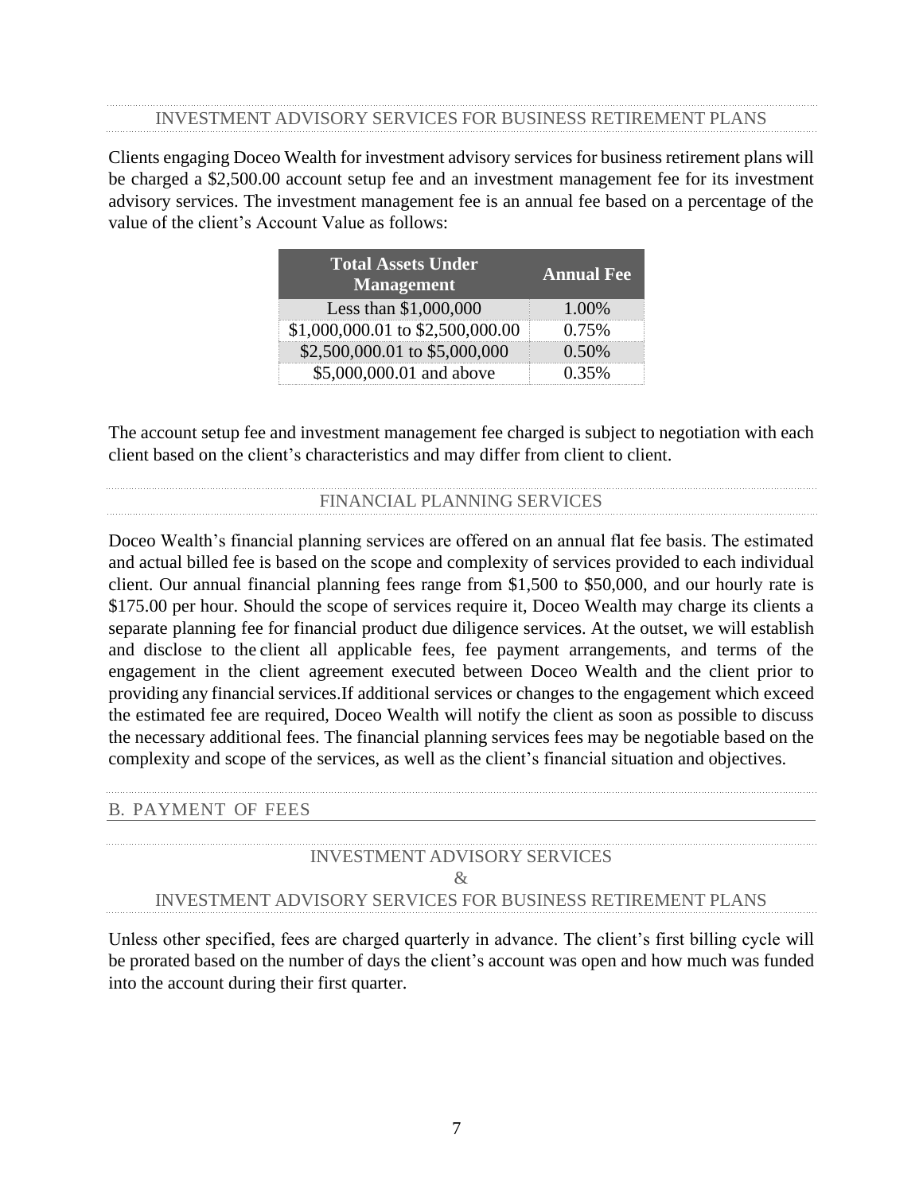### INVESTMENT ADVISORY SERVICES FOR BUSINESS RETIREMENT PLANS

Clients engaging Doceo Wealth for investment advisory services for business retirement plans will be charged a $2,500.00 account setup fee and an investment management fee for its investment advisory services. The investment management fee is an annual fee based on a percentage of the value of the client's Account Value as follows:

| Total Assets Under Management | Annual Fee |
|---|---|
| Less than $1,000,000 | 1.00% |
| $1,000,000.01 to $2,500,000.00 | 0.75% |
| $2,500,000.01 to $5,000,000 | 0.50% |
| $5,000,000.01 and above | 0.35% |

The account setup fee and investment management fee charged is subject to negotiation with each client based on the client's characteristics and may differ from client to client.

### FINANCIAL PLANNING SERVICES

Doceo Wealth's financial planning services are offered on an annual flat fee basis. The estimated and actual billed fee is based on the scope and complexity of services provided to each individual client. Our annual financial planning fees range from $1,500 to $50,000, and our hourly rate is $175.00 per hour. Should the scope of services require it, Doceo Wealth may charge its clients a separate planning fee for financial product due diligence services. At the outset, we will establish and disclose to the client all applicable fees, fee payment arrangements, and terms of the engagement in the client agreement executed between Doceo Wealth and the client prior to providing any financial services.If additional services or changes to the engagement which exceed the estimated fee are required, Doceo Wealth will notify the client as soon as possible to discuss the necessary additional fees. The financial planning services fees may be negotiable based on the complexity and scope of the services, as well as the client's financial situation and objectives.

## B. PAYMENT OF FEES

### INVESTMENT ADVISORY SERVICES & INVESTMENT ADVISORY SERVICES FOR BUSINESS RETIREMENT PLANS

Unless other specified, fees are charged quarterly in advance. The client's first billing cycle will be prorated based on the number of days the client's account was open and how much was funded into the account during their first quarter.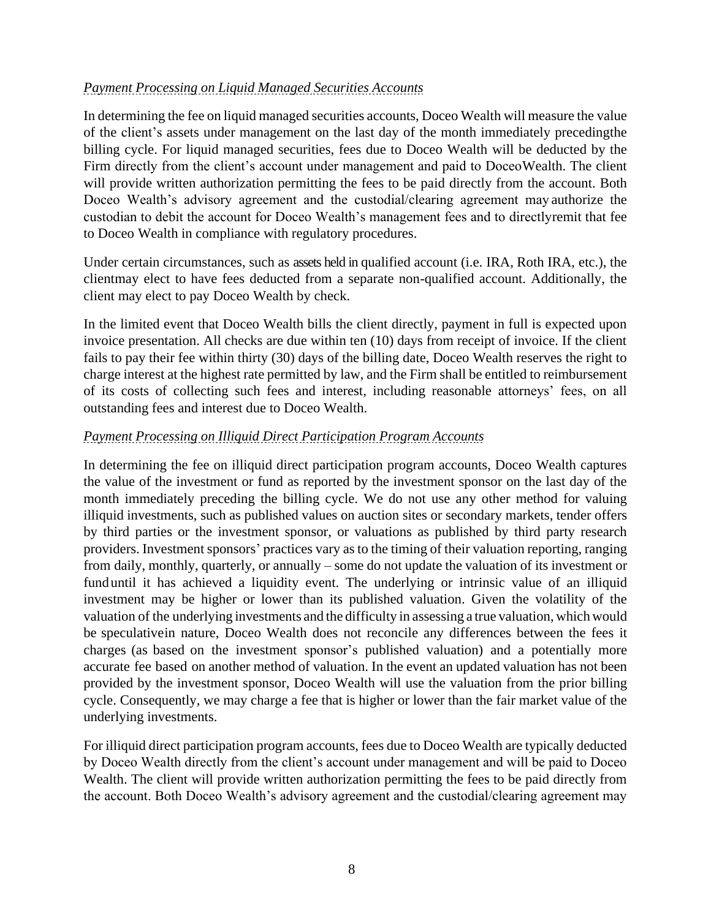*Payment Processing on Liquid Managed Securities Accounts*

In determining the fee on liquid managed securities accounts, Doceo Wealth will measure the value of the client's assets under management on the last day of the month immediately precedingthe billing cycle. For liquid managed securities, fees due to Doceo Wealth will be deducted by the Firm directly from the client's account under management and paid to DoceoWealth. The client will provide written authorization permitting the fees to be paid directly from the account. Both Doceo Wealth's advisory agreement and the custodial/clearing agreement may authorize the custodian to debit the account for Doceo Wealth's management fees and to directlyremit that fee to Doceo Wealth in compliance with regulatory procedures.

Under certain circumstances, such as assets held in qualified account (i.e. IRA, Roth IRA, etc.), the clientmay elect to have fees deducted from a separate non-qualified account. Additionally, the client may elect to pay Doceo Wealth by check.

In the limited event that Doceo Wealth bills the client directly, payment in full is expected upon invoice presentation. All checks are due within ten (10) days from receipt of invoice. If the client fails to pay their fee within thirty (30) days of the billing date, Doceo Wealth reserves the right to charge interest at the highest rate permitted by law, and the Firm shall be entitled to reimbursement of its costs of collecting such fees and interest, including reasonable attorneys' fees, on all outstanding fees and interest due to Doceo Wealth.

*Payment Processing on Illiquid Direct Participation Program Accounts*

In determining the fee on illiquid direct participation program accounts, Doceo Wealth captures the value of the investment or fund as reported by the investment sponsor on the last day of the month immediately preceding the billing cycle. We do not use any other method for valuing illiquid investments, such as published values on auction sites or secondary markets, tender offers by third parties or the investment sponsor, or valuations as published by third party research providers. Investment sponsors' practices vary as to the timing of their valuation reporting, ranging from daily, monthly, quarterly, or annually – some do not update the valuation of its investment or fund until it has achieved a liquidity event. The underlying or intrinsic value of an illiquid investment may be higher or lower than its published valuation. Given the volatility of the valuation of the underlying investments and the difficulty in assessing a true valuation, which would be speculativein nature, Doceo Wealth does not reconcile any differences between the fees it charges (as based on the investment sponsor's published valuation) and a potentially more accurate fee based on another method of valuation. In the event an updated valuation has not been provided by the investment sponsor, Doceo Wealth will use the valuation from the prior billing cycle. Consequently, we may charge a fee that is higher or lower than the fair market value of the underlying investments.

For illiquid direct participation program accounts, fees due to Doceo Wealth are typically deducted by Doceo Wealth directly from the client's account under management and will be paid to Doceo Wealth. The client will provide written authorization permitting the fees to be paid directly from the account. Both Doceo Wealth's advisory agreement and the custodial/clearing agreement may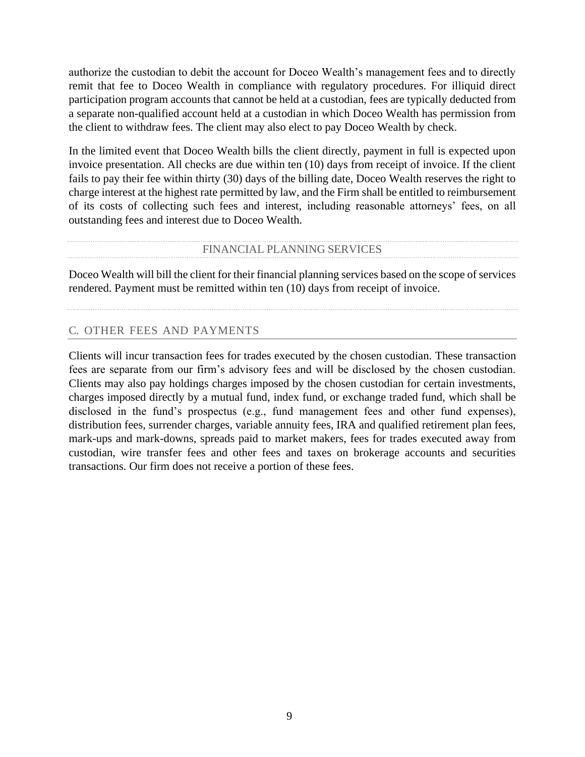authorize the custodian to debit the account for Doceo Wealth's management fees and to directly remit that fee to Doceo Wealth in compliance with regulatory procedures. For illiquid direct participation program accounts that cannot be held at a custodian, fees are typically deducted from a separate non-qualified account held at a custodian in which Doceo Wealth has permission from the client to withdraw fees. The client may also elect to pay Doceo Wealth by check.

In the limited event that Doceo Wealth bills the client directly, payment in full is expected upon invoice presentation. All checks are due within ten (10) days from receipt of invoice. If the client fails to pay their fee within thirty (30) days of the billing date, Doceo Wealth reserves the right to charge interest at the highest rate permitted by law, and the Firm shall be entitled to reimbursement of its costs of collecting such fees and interest, including reasonable attorneys' fees, on all outstanding fees and interest due to Doceo Wealth.

### FINANCIAL PLANNING SERVICES

Doceo Wealth will bill the client for their financial planning services based on the scope of services rendered. Payment must be remitted within ten (10) days from receipt of invoice.

## C. OTHER FEES AND PAYMENTS

Clients will incur transaction fees for trades executed by the chosen custodian. These transaction fees are separate from our firm's advisory fees and will be disclosed by the chosen custodian. Clients may also pay holdings charges imposed by the chosen custodian for certain investments, charges imposed directly by a mutual fund, index fund, or exchange traded fund, which shall be disclosed in the fund's prospectus (e.g., fund management fees and other fund expenses), distribution fees, surrender charges, variable annuity fees, IRA and qualified retirement plan fees, mark-ups and mark-downs, spreads paid to market makers, fees for trades executed away from custodian, wire transfer fees and other fees and taxes on brokerage accounts and securities transactions. Our firm does not receive a portion of these fees.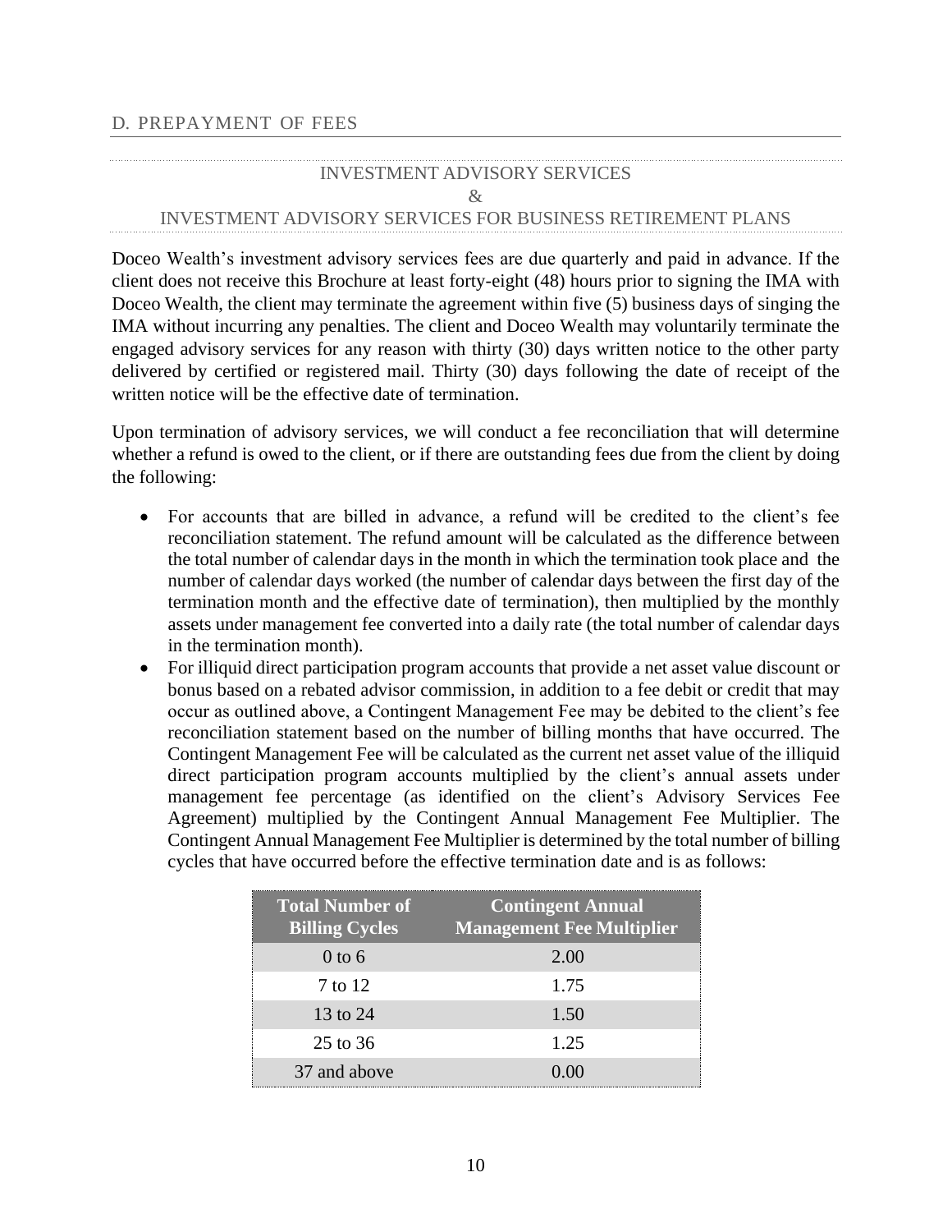## D. PREPAYMENT OF FEES

### INVESTMENT ADVISORY SERVICES & INVESTMENT ADVISORY SERVICES FOR BUSINESS RETIREMENT PLANS

Doceo Wealth's investment advisory services fees are due quarterly and paid in advance. If the client does not receive this Brochure at least forty-eight (48) hours prior to signing the IMA with Doceo Wealth, the client may terminate the agreement within five (5) business days of singing the IMA without incurring any penalties. The client and Doceo Wealth may voluntarily terminate the engaged advisory services for any reason with thirty (30) days written notice to the other party delivered by certified or registered mail. Thirty (30) days following the date of receipt of the written notice will be the effective date of termination.

Upon termination of advisory services, we will conduct a fee reconciliation that will determine whether a refund is owed to the client, or if there are outstanding fees due from the client by doing the following:

- For accounts that are billed in advance, a refund will be credited to the client's fee reconciliation statement. The refund amount will be calculated as the difference between the total number of calendar days in the month in which the termination took place and the number of calendar days worked (the number of calendar days between the first day of the termination month and the effective date of termination), then multiplied by the monthly assets under management fee converted into a daily rate (the total number of calendar days in the termination month).
- For illiquid direct participation program accounts that provide a net asset value discount or bonus based on a rebated advisor commission, in addition to a fee debit or credit that may occur as outlined above, a Contingent Management Fee may be debited to the client's fee reconciliation statement based on the number of billing months that have occurred. The Contingent Management Fee will be calculated as the current net asset value of the illiquid direct participation program accounts multiplied by the client's annual assets under management fee percentage (as identified on the client's Advisory Services Fee Agreement) multiplied by the Contingent Annual Management Fee Multiplier. The Contingent Annual Management Fee Multiplier is determined by the total number of billing cycles that have occurred before the effective termination date and is as follows:

| Total Number of Billing Cycles | Contingent Annual Management Fee Multiplier |
|---|---|
| 0 to 6 | 2.00 |
| 7 to 12 | 1.75 |
| 13 to 24 | 1.50 |
| 25 to 36 | 1.25 |
| 37 and above | 0.00 |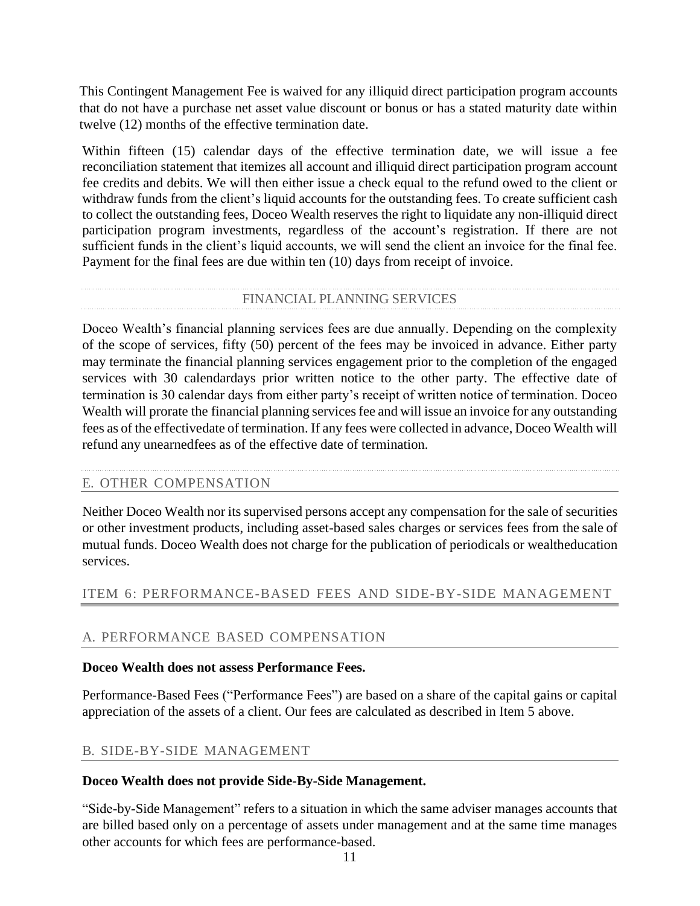This Contingent Management Fee is waived for any illiquid direct participation program accounts that do not have a purchase net asset value discount or bonus or has a stated maturity date within twelve (12) months of the effective termination date.

Within fifteen (15) calendar days of the effective termination date, we will issue a fee reconciliation statement that itemizes all account and illiquid direct participation program account fee credits and debits. We will then either issue a check equal to the refund owed to the client or withdraw funds from the client's liquid accounts for the outstanding fees. To create sufficient cash to collect the outstanding fees, Doceo Wealth reserves the right to liquidate any non-illiquid direct participation program investments, regardless of the account's registration. If there are not sufficient funds in the client's liquid accounts, we will send the client an invoice for the final fee. Payment for the final fees are due within ten (10) days from receipt of invoice.

### FINANCIAL PLANNING SERVICES

Doceo Wealth's financial planning services fees are due annually. Depending on the complexity of the scope of services, fifty (50) percent of the fees may be invoiced in advance. Either party may terminate the financial planning services engagement prior to the completion of the engaged services with 30 calendardays prior written notice to the other party. The effective date of termination is 30 calendar days from either party's receipt of written notice of termination. Doceo Wealth will prorate the financial planning services fee and will issue an invoice for any outstanding fees as of the effectivedate of termination. If any fees were collected in advance, Doceo Wealth will refund any unearnedfees as of the effective date of termination.

### E. OTHER COMPENSATION

Neither Doceo Wealth nor its supervised persons accept any compensation for the sale of securities or other investment products, including asset-based sales charges or services fees from the sale of mutual funds. Doceo Wealth does not charge for the publication of periodicals or wealtheducation services.

## ITEM 6: PERFORMANCE-BASED FEES AND SIDE-BY-SIDE MANAGEMENT

### A. PERFORMANCE BASED COMPENSATION

**Doceo Wealth does not assess Performance Fees.**

Performance-Based Fees ("Performance Fees") are based on a share of the capital gains or capital appreciation of the assets of a client. Our fees are calculated as described in Item 5 above.

### B. SIDE-BY-SIDE MANAGEMENT

**Doceo Wealth does not provide Side-By-Side Management.**

"Side-by-Side Management" refers to a situation in which the same adviser manages accounts that are billed based only on a percentage of assets under management and at the same time manages other accounts for which fees are performance-based.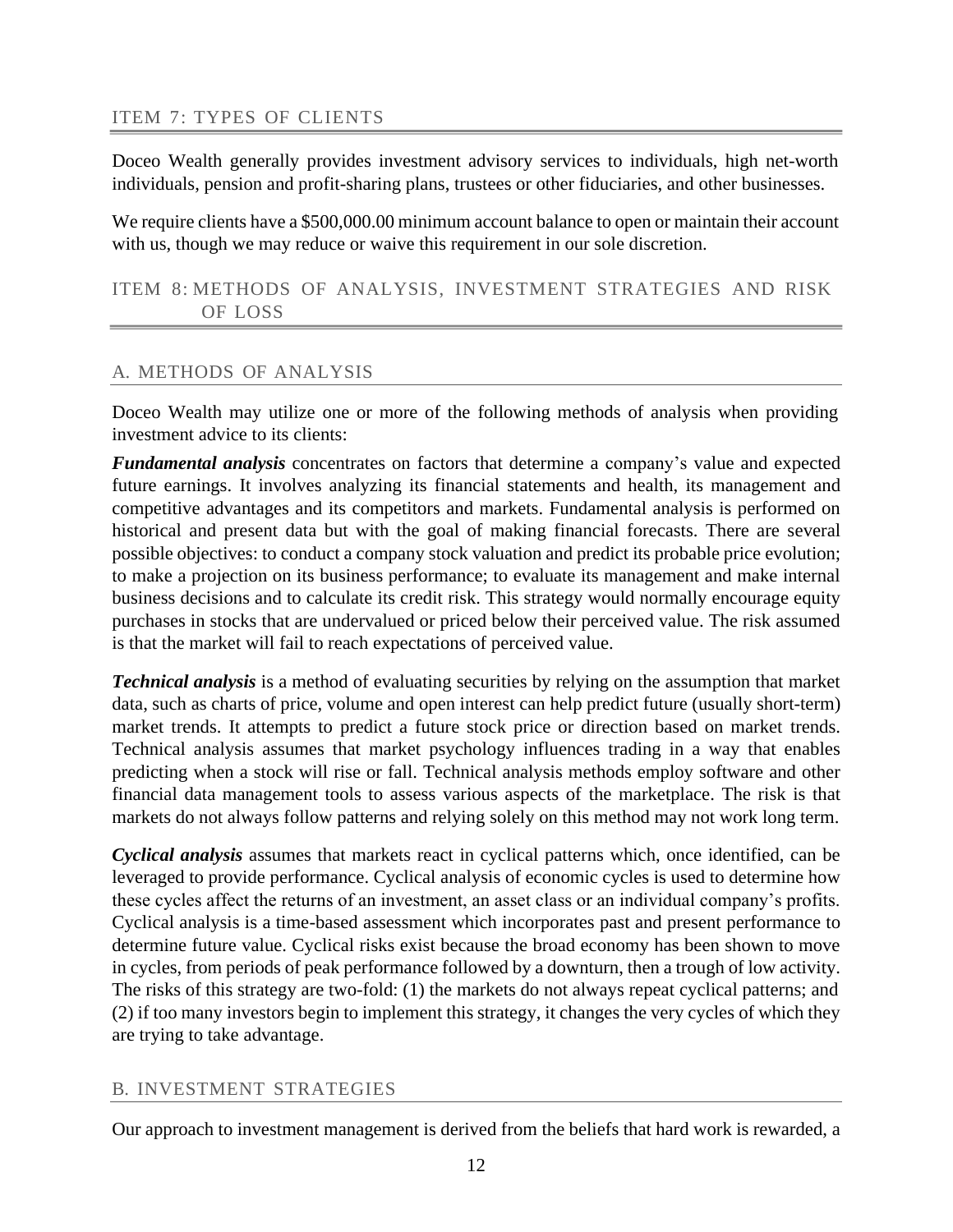## ITEM 7: TYPES OF CLIENTS

Doceo Wealth generally provides investment advisory services to individuals, high net-worth individuals, pension and profit-sharing plans, trustees or other fiduciaries, and other businesses.

We require clients have a $500,000.00 minimum account balance to open or maintain their account with us, though we may reduce or waive this requirement in our sole discretion.

## ITEM 8: METHODS OF ANALYSIS, INVESTMENT STRATEGIES AND RISK OF LOSS

### A. METHODS OF ANALYSIS

Doceo Wealth may utilize one or more of the following methods of analysis when providing investment advice to its clients:

***Fundamental analysis*** concentrates on factors that determine a company's value and expected future earnings. It involves analyzing its financial statements and health, its management and competitive advantages and its competitors and markets. Fundamental analysis is performed on historical and present data but with the goal of making financial forecasts. There are several possible objectives: to conduct a company stock valuation and predict its probable price evolution; to make a projection on its business performance; to evaluate its management and make internal business decisions and to calculate its credit risk. This strategy would normally encourage equity purchases in stocks that are undervalued or priced below their perceived value. The risk assumed is that the market will fail to reach expectations of perceived value.

***Technical analysis*** is a method of evaluating securities by relying on the assumption that market data, such as charts of price, volume and open interest can help predict future (usually short-term) market trends. It attempts to predict a future stock price or direction based on market trends. Technical analysis assumes that market psychology influences trading in a way that enables predicting when a stock will rise or fall. Technical analysis methods employ software and other financial data management tools to assess various aspects of the marketplace. The risk is that markets do not always follow patterns and relying solely on this method may not work long term.

***Cyclical analysis*** assumes that markets react in cyclical patterns which, once identified, can be leveraged to provide performance. Cyclical analysis of economic cycles is used to determine how these cycles affect the returns of an investment, an asset class or an individual company's profits. Cyclical analysis is a time-based assessment which incorporates past and present performance to determine future value. Cyclical risks exist because the broad economy has been shown to move in cycles, from periods of peak performance followed by a downturn, then a trough of low activity. The risks of this strategy are two-fold: (1) the markets do not always repeat cyclical patterns; and (2) if too many investors begin to implement this strategy, it changes the very cycles of which they are trying to take advantage.

### B. INVESTMENT STRATEGIES

Our approach to investment management is derived from the beliefs that hard work is rewarded, a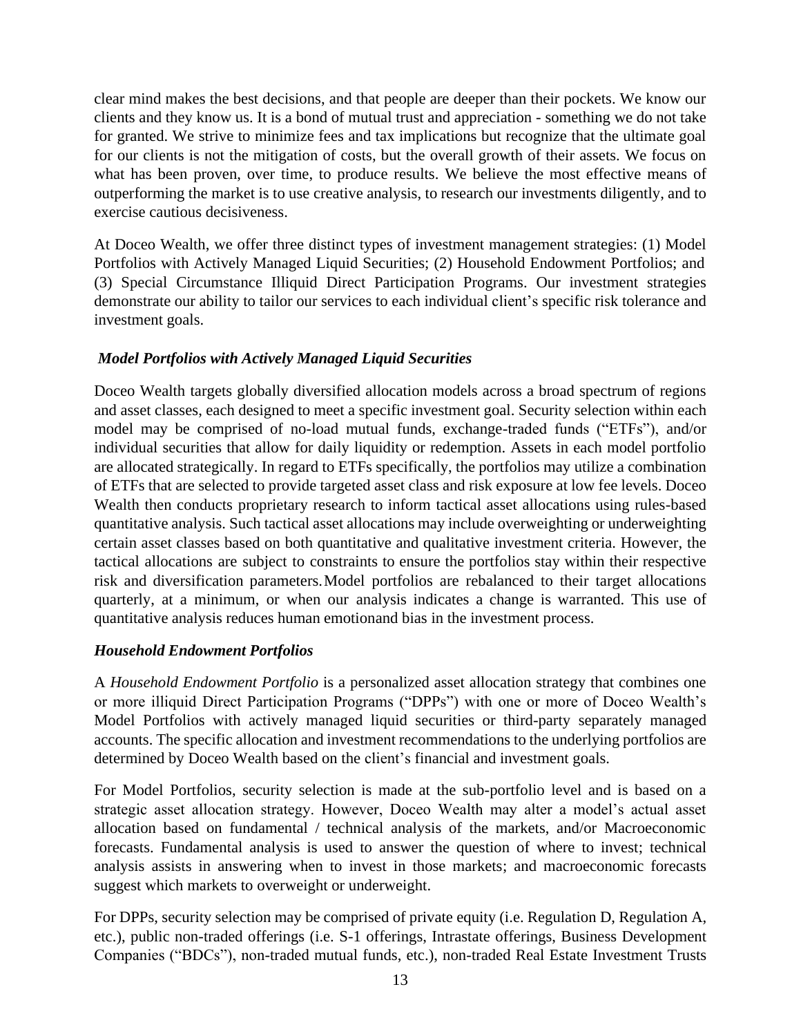clear mind makes the best decisions, and that people are deeper than their pockets. We know our clients and they know us. It is a bond of mutual trust and appreciation - something we do not take for granted. We strive to minimize fees and tax implications but recognize that the ultimate goal for our clients is not the mitigation of costs, but the overall growth of their assets. We focus on what has been proven, over time, to produce results. We believe the most effective means of outperforming the market is to use creative analysis, to research our investments diligently, and to exercise cautious decisiveness.

At Doceo Wealth, we offer three distinct types of investment management strategies: (1) Model Portfolios with Actively Managed Liquid Securities; (2) Household Endowment Portfolios; and (3) Special Circumstance Illiquid Direct Participation Programs. Our investment strategies demonstrate our ability to tailor our services to each individual client's specific risk tolerance and investment goals.

***Model Portfolios with Actively Managed Liquid Securities***

Doceo Wealth targets globally diversified allocation models across a broad spectrum of regions and asset classes, each designed to meet a specific investment goal. Security selection within each model may be comprised of no-load mutual funds, exchange-traded funds ("ETFs"), and/or individual securities that allow for daily liquidity or redemption. Assets in each model portfolio are allocated strategically. In regard to ETFs specifically, the portfolios may utilize a combination of ETFs that are selected to provide targeted asset class and risk exposure at low fee levels. Doceo Wealth then conducts proprietary research to inform tactical asset allocations using rules-based quantitative analysis. Such tactical asset allocations may include overweighting or underweighting certain asset classes based on both quantitative and qualitative investment criteria. However, the tactical allocations are subject to constraints to ensure the portfolios stay within their respective risk and diversification parameters.Model portfolios are rebalanced to their target allocations quarterly, at a minimum, or when our analysis indicates a change is warranted. This use of quantitative analysis reduces human emotionand bias in the investment process.

***Household Endowment Portfolios***

A *Household Endowment Portfolio* is a personalized asset allocation strategy that combines one or more illiquid Direct Participation Programs ("DPPs") with one or more of Doceo Wealth's Model Portfolios with actively managed liquid securities or third-party separately managed accounts. The specific allocation and investment recommendations to the underlying portfolios are determined by Doceo Wealth based on the client's financial and investment goals.

For Model Portfolios, security selection is made at the sub-portfolio level and is based on a strategic asset allocation strategy. However, Doceo Wealth may alter a model's actual asset allocation based on fundamental / technical analysis of the markets, and/or Macroeconomic forecasts. Fundamental analysis is used to answer the question of where to invest; technical analysis assists in answering when to invest in those markets; and macroeconomic forecasts suggest which markets to overweight or underweight.

For DPPs, security selection may be comprised of private equity (i.e. Regulation D, Regulation A, etc.), public non-traded offerings (i.e. S-1 offerings, Intrastate offerings, Business Development Companies ("BDCs"), non-traded mutual funds, etc.), non-traded Real Estate Investment Trusts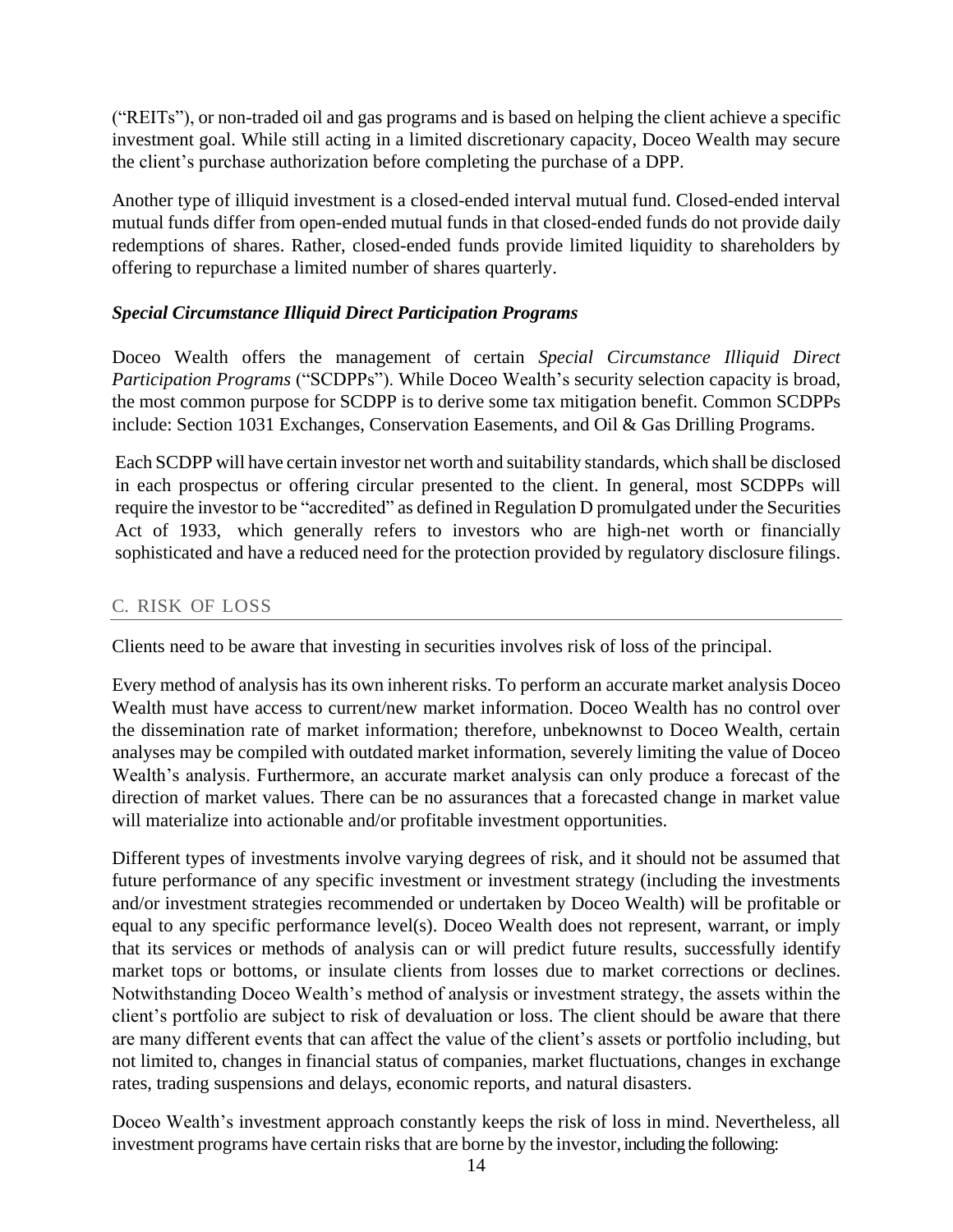("REITs"), or non-traded oil and gas programs and is based on helping the client achieve a specific investment goal. While still acting in a limited discretionary capacity, Doceo Wealth may secure the client's purchase authorization before completing the purchase of a DPP.

Another type of illiquid investment is a closed-ended interval mutual fund. Closed-ended interval mutual funds differ from open-ended mutual funds in that closed-ended funds do not provide daily redemptions of shares. Rather, closed-ended funds provide limited liquidity to shareholders by offering to repurchase a limited number of shares quarterly.

***Special Circumstance Illiquid Direct Participation Programs***

Doceo Wealth offers the management of certain *Special Circumstance Illiquid Direct Participation Programs* ("SCDPPs"). While Doceo Wealth's security selection capacity is broad, the most common purpose for SCDPP is to derive some tax mitigation benefit. Common SCDPPs include: Section 1031 Exchanges, Conservation Easements, and Oil & Gas Drilling Programs.

Each SCDPP will have certain investor net worth and suitability standards, which shall be disclosed in each prospectus or offering circular presented to the client. In general, most SCDPPs will require the investor to be "accredited" as defined in Regulation D promulgated under the Securities Act of 1933, which generally refers to investors who are high-net worth or financially sophisticated and have a reduced need for the protection provided by regulatory disclosure filings.

## C. RISK OF LOSS

Clients need to be aware that investing in securities involves risk of loss of the principal.

Every method of analysis has its own inherent risks. To perform an accurate market analysis Doceo Wealth must have access to current/new market information. Doceo Wealth has no control over the dissemination rate of market information; therefore, unbeknownst to Doceo Wealth, certain analyses may be compiled with outdated market information, severely limiting the value of Doceo Wealth's analysis. Furthermore, an accurate market analysis can only produce a forecast of the direction of market values. There can be no assurances that a forecasted change in market value will materialize into actionable and/or profitable investment opportunities.

Different types of investments involve varying degrees of risk, and it should not be assumed that future performance of any specific investment or investment strategy (including the investments and/or investment strategies recommended or undertaken by Doceo Wealth) will be profitable or equal to any specific performance level(s). Doceo Wealth does not represent, warrant, or imply that its services or methods of analysis can or will predict future results, successfully identify market tops or bottoms, or insulate clients from losses due to market corrections or declines. Notwithstanding Doceo Wealth's method of analysis or investment strategy, the assets within the client's portfolio are subject to risk of devaluation or loss. The client should be aware that there are many different events that can affect the value of the client's assets or portfolio including, but not limited to, changes in financial status of companies, market fluctuations, changes in exchange rates, trading suspensions and delays, economic reports, and natural disasters.

Doceo Wealth's investment approach constantly keeps the risk of loss in mind. Nevertheless, all investment programs have certain risks that are borne by the investor, including the following: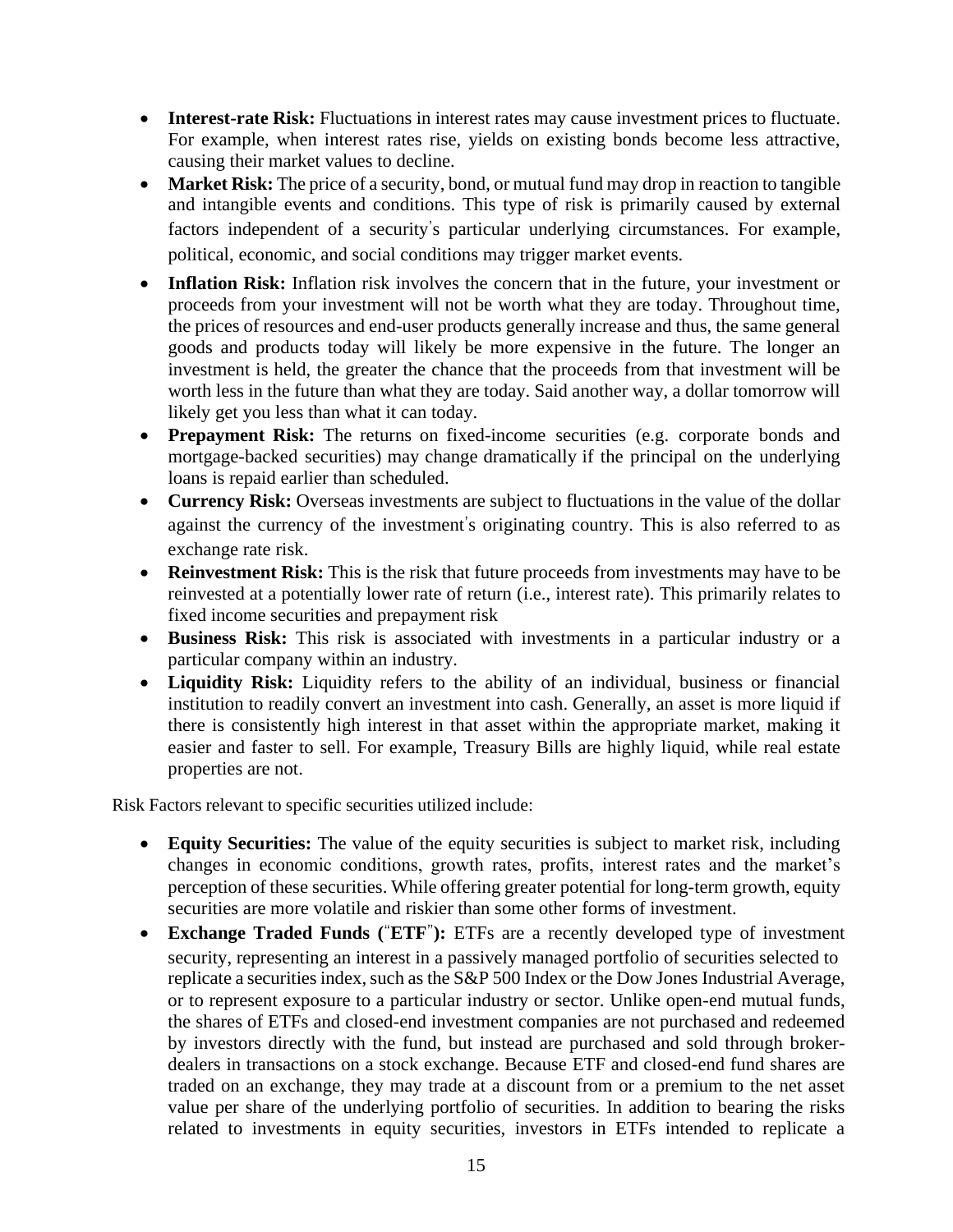- **Interest-rate Risk:** Fluctuations in interest rates may cause investment prices to fluctuate. For example, when interest rates rise, yields on existing bonds become less attractive, causing their market values to decline.
- **Market Risk:** The price of a security, bond, or mutual fund may drop in reaction to tangible and intangible events and conditions. This type of risk is primarily caused by external factors independent of a security's particular underlying circumstances. For example, political, economic, and social conditions may trigger market events.
- **Inflation Risk:** Inflation risk involves the concern that in the future, your investment or proceeds from your investment will not be worth what they are today. Throughout time, the prices of resources and end-user products generally increase and thus, the same general goods and products today will likely be more expensive in the future. The longer an investment is held, the greater the chance that the proceeds from that investment will be worth less in the future than what they are today. Said another way, a dollar tomorrow will likely get you less than what it can today.
- **Prepayment Risk:** The returns on fixed-income securities (e.g. corporate bonds and mortgage-backed securities) may change dramatically if the principal on the underlying loans is repaid earlier than scheduled.
- **Currency Risk:** Overseas investments are subject to fluctuations in the value of the dollar against the currency of the investment's originating country. This is also referred to as exchange rate risk.
- **Reinvestment Risk:** This is the risk that future proceeds from investments may have to be reinvested at a potentially lower rate of return (i.e., interest rate). This primarily relates to fixed income securities and prepayment risk
- **Business Risk:** This risk is associated with investments in a particular industry or a particular company within an industry.
- **Liquidity Risk:** Liquidity refers to the ability of an individual, business or financial institution to readily convert an investment into cash. Generally, an asset is more liquid if there is consistently high interest in that asset within the appropriate market, making it easier and faster to sell. For example, Treasury Bills are highly liquid, while real estate properties are not.

Risk Factors relevant to specific securities utilized include:

- **Equity Securities:** The value of the equity securities is subject to market risk, including changes in economic conditions, growth rates, profits, interest rates and the market's perception of these securities. While offering greater potential for long-term growth, equity securities are more volatile and riskier than some other forms of investment.
- **Exchange Traded Funds ("ETF"):** ETFs are a recently developed type of investment security, representing an interest in a passively managed portfolio of securities selected to replicate a securities index, such as the S&P 500 Index or the Dow Jones Industrial Average, or to represent exposure to a particular industry or sector. Unlike open-end mutual funds, the shares of ETFs and closed-end investment companies are not purchased and redeemed by investors directly with the fund, but instead are purchased and sold through broker-dealers in transactions on a stock exchange. Because ETF and closed-end fund shares are traded on an exchange, they may trade at a discount from or a premium to the net asset value per share of the underlying portfolio of securities. In addition to bearing the risks related to investments in equity securities, investors in ETFs intended to replicate a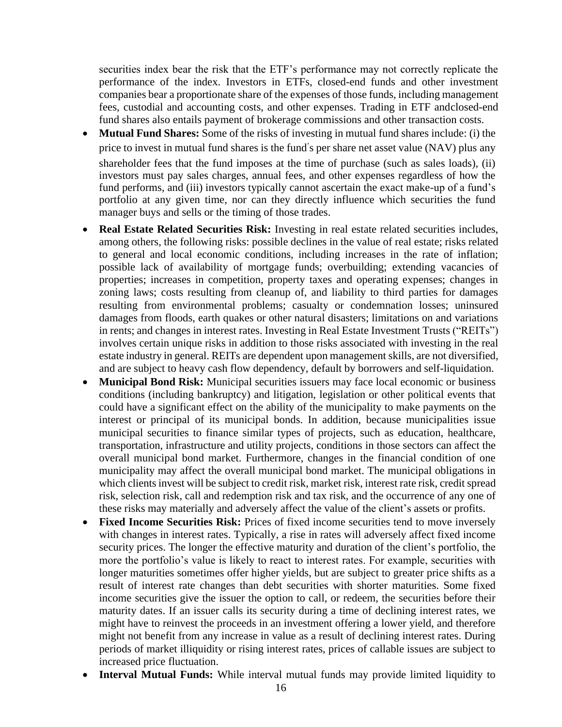securities index bear the risk that the ETF's performance may not correctly replicate the performance of the index. Investors in ETFs, closed-end funds and other investment companies bear a proportionate share of the expenses of those funds, including management fees, custodial and accounting costs, and other expenses. Trading in ETF andclosed-end fund shares also entails payment of brokerage commissions and other transaction costs.

- **Mutual Fund Shares:** Some of the risks of investing in mutual fund shares include: (i) the price to invest in mutual fund shares is the fund's per share net asset value (NAV) plus any shareholder fees that the fund imposes at the time of purchase (such as sales loads), (ii) investors must pay sales charges, annual fees, and other expenses regardless of how the fund performs, and (iii) investors typically cannot ascertain the exact make-up of a fund's portfolio at any given time, nor can they directly influence which securities the fund manager buys and sells or the timing of those trades.
- **Real Estate Related Securities Risk:** Investing in real estate related securities includes, among others, the following risks: possible declines in the value of real estate; risks related to general and local economic conditions, including increases in the rate of inflation; possible lack of availability of mortgage funds; overbuilding; extending vacancies of properties; increases in competition, property taxes and operating expenses; changes in zoning laws; costs resulting from cleanup of, and liability to third parties for damages resulting from environmental problems; casualty or condemnation losses; uninsured damages from floods, earth quakes or other natural disasters; limitations on and variations in rents; and changes in interest rates. Investing in Real Estate Investment Trusts ("REITs") involves certain unique risks in addition to those risks associated with investing in the real estate industry in general. REITs are dependent upon management skills, are not diversified, and are subject to heavy cash flow dependency, default by borrowers and self-liquidation.
- **Municipal Bond Risk:** Municipal securities issuers may face local economic or business conditions (including bankruptcy) and litigation, legislation or other political events that could have a significant effect on the ability of the municipality to make payments on the interest or principal of its municipal bonds. In addition, because municipalities issue municipal securities to finance similar types of projects, such as education, healthcare, transportation, infrastructure and utility projects, conditions in those sectors can affect the overall municipal bond market. Furthermore, changes in the financial condition of one municipality may affect the overall municipal bond market. The municipal obligations in which clients invest will be subject to credit risk, market risk, interest rate risk, credit spread risk, selection risk, call and redemption risk and tax risk, and the occurrence of any one of these risks may materially and adversely affect the value of the client's assets or profits.
- **Fixed Income Securities Risk:** Prices of fixed income securities tend to move inversely with changes in interest rates. Typically, a rise in rates will adversely affect fixed income security prices. The longer the effective maturity and duration of the client's portfolio, the more the portfolio's value is likely to react to interest rates. For example, securities with longer maturities sometimes offer higher yields, but are subject to greater price shifts as a result of interest rate changes than debt securities with shorter maturities. Some fixed income securities give the issuer the option to call, or redeem, the securities before their maturity dates. If an issuer calls its security during a time of declining interest rates, we might have to reinvest the proceeds in an investment offering a lower yield, and therefore might not benefit from any increase in value as a result of declining interest rates. During periods of market illiquidity or rising interest rates, prices of callable issues are subject to increased price fluctuation.
- **Interval Mutual Funds:** While interval mutual funds may provide limited liquidity to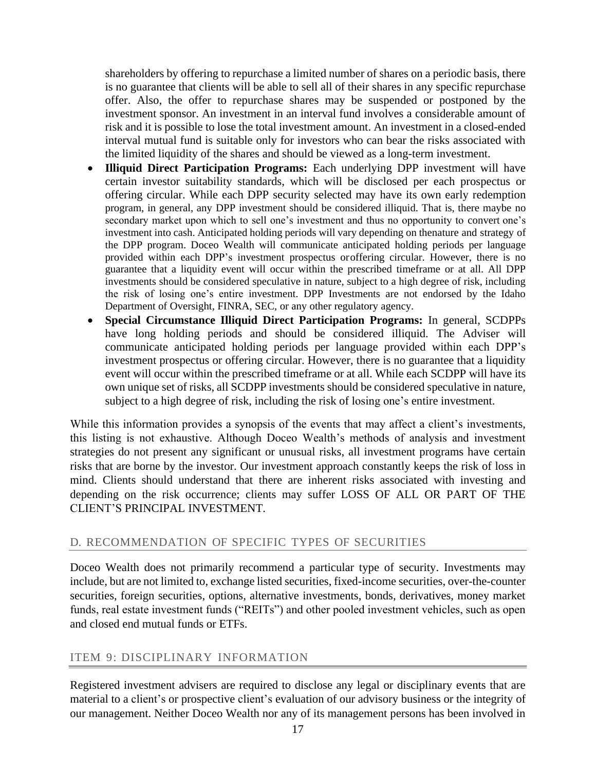shareholders by offering to repurchase a limited number of shares on a periodic basis, there is no guarantee that clients will be able to sell all of their shares in any specific repurchase offer. Also, the offer to repurchase shares may be suspended or postponed by the investment sponsor. An investment in an interval fund involves a considerable amount of risk and it is possible to lose the total investment amount. An investment in a closed-ended interval mutual fund is suitable only for investors who can bear the risks associated with the limited liquidity of the shares and should be viewed as a long-term investment.

- **Illiquid Direct Participation Programs:** Each underlying DPP investment will have certain investor suitability standards, which will be disclosed per each prospectus or offering circular. While each DPP security selected may have its own early redemption program, in general, any DPP investment should be considered illiquid. That is, there maybe no secondary market upon which to sell one's investment and thus no opportunity to convert one's investment into cash. Anticipated holding periods will vary depending on thenature and strategy of the DPP program. Doceo Wealth will communicate anticipated holding periods per language provided within each DPP's investment prospectus oroffering circular. However, there is no guarantee that a liquidity event will occur within the prescribed timeframe or at all. All DPP investments should be considered speculative in nature, subject to a high degree of risk, including the risk of losing one's entire investment. DPP Investments are not endorsed by the Idaho Department of Oversight, FINRA, SEC, or any other regulatory agency.
- **Special Circumstance Illiquid Direct Participation Programs:** In general, SCDPPs have long holding periods and should be considered illiquid. The Adviser will communicate anticipated holding periods per language provided within each DPP's investment prospectus or offering circular. However, there is no guarantee that a liquidity event will occur within the prescribed timeframe or at all. While each SCDPP will have its own unique set of risks, all SCDPP investments should be considered speculative in nature, subject to a high degree of risk, including the risk of losing one's entire investment.

While this information provides a synopsis of the events that may affect a client's investments, this listing is not exhaustive. Although Doceo Wealth's methods of analysis and investment strategies do not present any significant or unusual risks, all investment programs have certain risks that are borne by the investor. Our investment approach constantly keeps the risk of loss in mind. Clients should understand that there are inherent risks associated with investing and depending on the risk occurrence; clients may suffer LOSS OF ALL OR PART OF THE CLIENT'S PRINCIPAL INVESTMENT.

### D. RECOMMENDATION OF SPECIFIC TYPES OF SECURITIES

Doceo Wealth does not primarily recommend a particular type of security. Investments may include, but are not limited to, exchange listed securities, fixed-income securities, over-the-counter securities, foreign securities, options, alternative investments, bonds, derivatives, money market funds, real estate investment funds ("REITs") and other pooled investment vehicles, such as open and closed end mutual funds or ETFs.

## ITEM 9: DISCIPLINARY INFORMATION

Registered investment advisers are required to disclose any legal or disciplinary events that are material to a client's or prospective client's evaluation of our advisory business or the integrity of our management. Neither Doceo Wealth nor any of its management persons has been involved in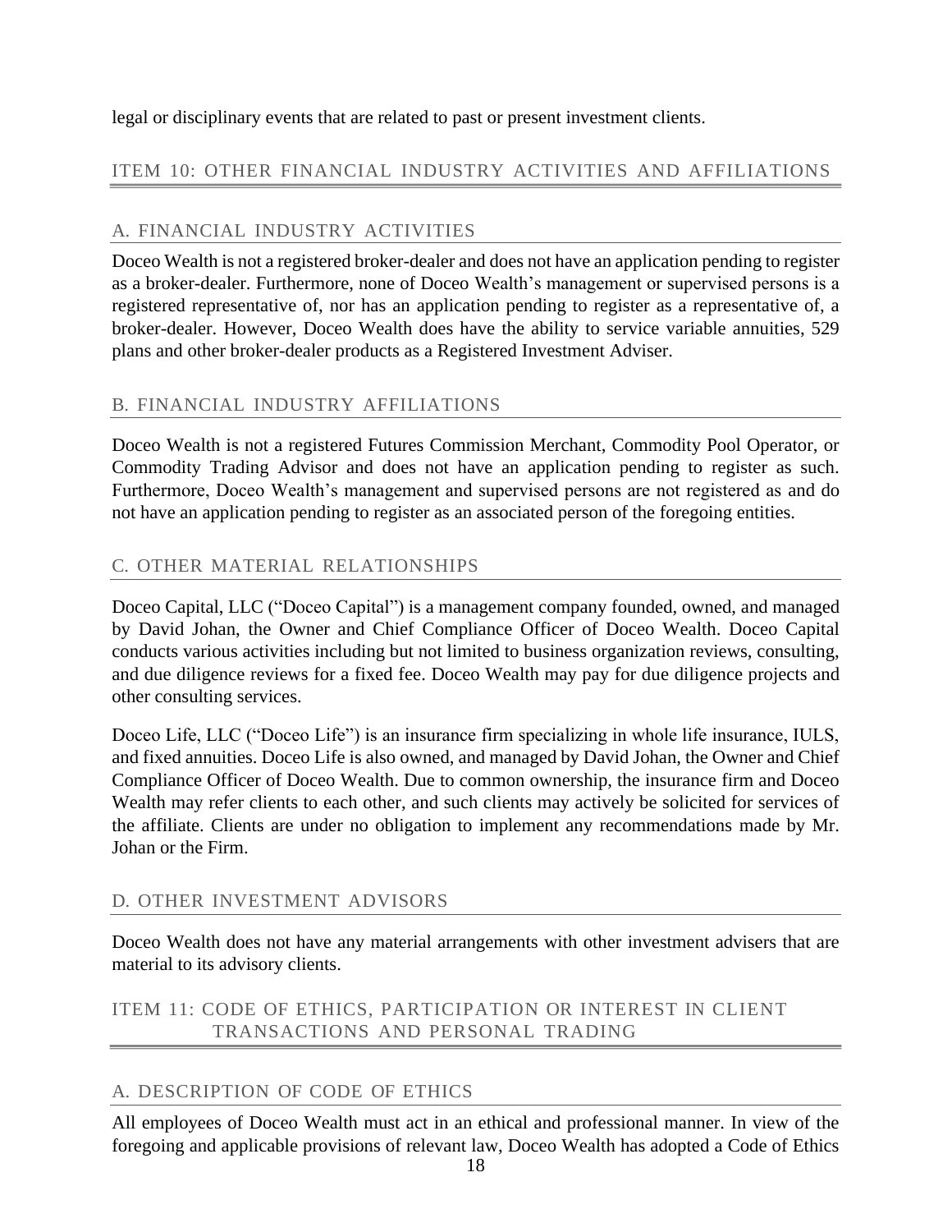legal or disciplinary events that are related to past or present investment clients.

## ITEM 10: OTHER FINANCIAL INDUSTRY ACTIVITIES AND AFFILIATIONS

### A. FINANCIAL INDUSTRY ACTIVITIES

Doceo Wealth is not a registered broker-dealer and does not have an application pending to register as a broker-dealer. Furthermore, none of Doceo Wealth's management or supervised persons is a registered representative of, nor has an application pending to register as a representative of, a broker-dealer. However, Doceo Wealth does have the ability to service variable annuities, 529 plans and other broker-dealer products as a Registered Investment Adviser.

### B. FINANCIAL INDUSTRY AFFILIATIONS

Doceo Wealth is not a registered Futures Commission Merchant, Commodity Pool Operator, or Commodity Trading Advisor and does not have an application pending to register as such. Furthermore, Doceo Wealth's management and supervised persons are not registered as and do not have an application pending to register as an associated person of the foregoing entities.

### C. OTHER MATERIAL RELATIONSHIPS

Doceo Capital, LLC ("Doceo Capital") is a management company founded, owned, and managed by David Johan, the Owner and Chief Compliance Officer of Doceo Wealth. Doceo Capital conducts various activities including but not limited to business organization reviews, consulting, and due diligence reviews for a fixed fee. Doceo Wealth may pay for due diligence projects and other consulting services.

Doceo Life, LLC ("Doceo Life") is an insurance firm specializing in whole life insurance, IULS, and fixed annuities. Doceo Life is also owned, and managed by David Johan, the Owner and Chief Compliance Officer of Doceo Wealth. Due to common ownership, the insurance firm and Doceo Wealth may refer clients to each other, and such clients may actively be solicited for services of the affiliate. Clients are under no obligation to implement any recommendations made by Mr. Johan or the Firm.

### D. OTHER INVESTMENT ADVISORS

Doceo Wealth does not have any material arrangements with other investment advisers that are material to its advisory clients.

## ITEM 11: CODE OF ETHICS, PARTICIPATION OR INTEREST IN CLIENT TRANSACTIONS AND PERSONAL TRADING

### A. DESCRIPTION OF CODE OF ETHICS

All employees of Doceo Wealth must act in an ethical and professional manner. In view of the foregoing and applicable provisions of relevant law, Doceo Wealth has adopted a Code of Ethics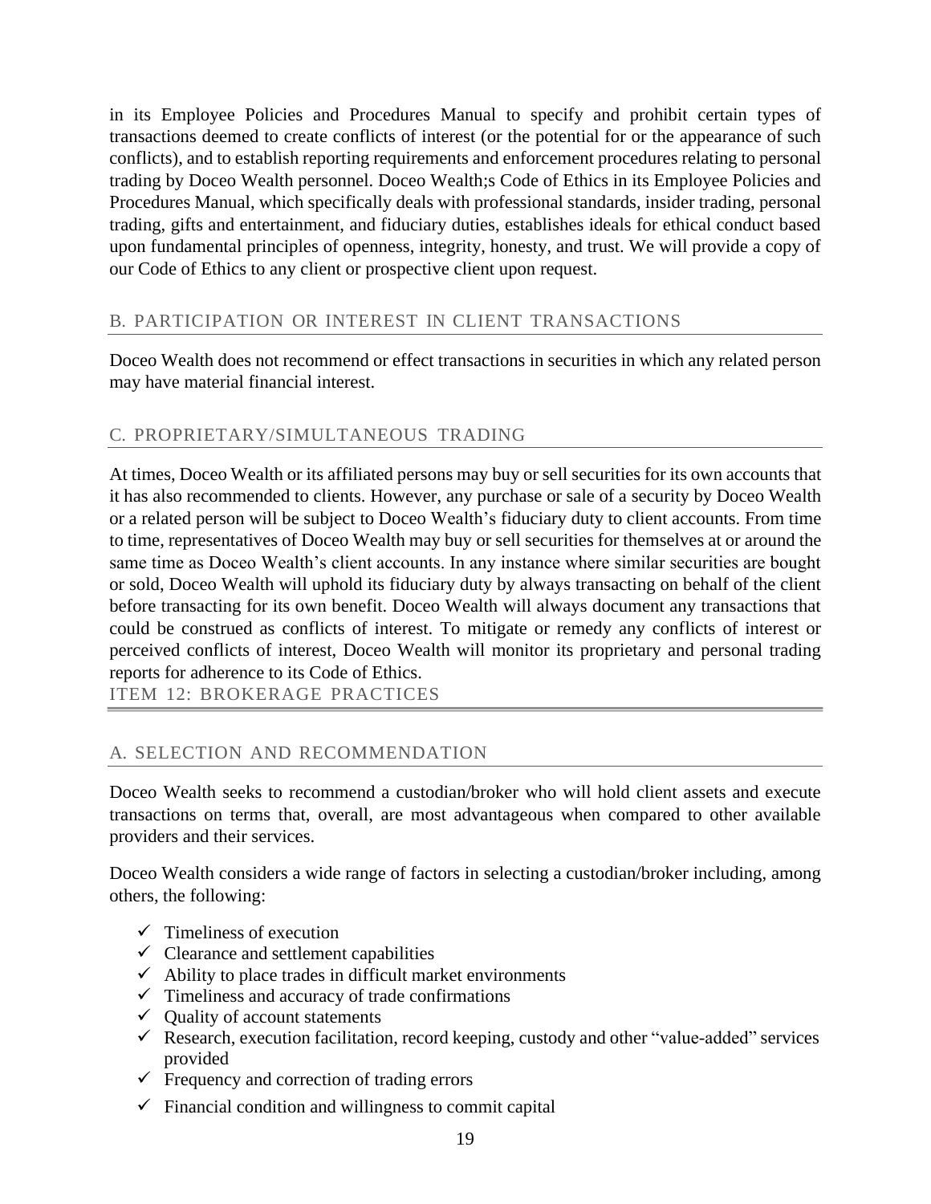in its Employee Policies and Procedures Manual to specify and prohibit certain types of transactions deemed to create conflicts of interest (or the potential for or the appearance of such conflicts), and to establish reporting requirements and enforcement procedures relating to personal trading by Doceo Wealth personnel. Doceo Wealth;s Code of Ethics in its Employee Policies and Procedures Manual, which specifically deals with professional standards, insider trading, personal trading, gifts and entertainment, and fiduciary duties, establishes ideals for ethical conduct based upon fundamental principles of openness, integrity, honesty, and trust. We will provide a copy of our Code of Ethics to any client or prospective client upon request.

### B. PARTICIPATION OR INTEREST IN CLIENT TRANSACTIONS

Doceo Wealth does not recommend or effect transactions in securities in which any related person may have material financial interest.

### C. PROPRIETARY/SIMULTANEOUS TRADING

At times, Doceo Wealth or its affiliated persons may buy or sell securities for its own accounts that it has also recommended to clients. However, any purchase or sale of a security by Doceo Wealth or a related person will be subject to Doceo Wealth's fiduciary duty to client accounts. From time to time, representatives of Doceo Wealth may buy or sell securities for themselves at or around the same time as Doceo Wealth's client accounts. In any instance where similar securities are bought or sold, Doceo Wealth will uphold its fiduciary duty by always transacting on behalf of the client before transacting for its own benefit. Doceo Wealth will always document any transactions that could be construed as conflicts of interest. To mitigate or remedy any conflicts of interest or perceived conflicts of interest, Doceo Wealth will monitor its proprietary and personal trading reports for adherence to its Code of Ethics.

## ITEM 12: BROKERAGE PRACTICES

### A. SELECTION AND RECOMMENDATION

Doceo Wealth seeks to recommend a custodian/broker who will hold client assets and execute transactions on terms that, overall, are most advantageous when compared to other available providers and their services.

Doceo Wealth considers a wide range of factors in selecting a custodian/broker including, among others, the following:

- ✓ Timeliness of execution
- ✓ Clearance and settlement capabilities
- ✓ Ability to place trades in difficult market environments
- ✓ Timeliness and accuracy of trade confirmations
- ✓ Quality of account statements
- ✓ Research, execution facilitation, record keeping, custody and other "value-added" services provided
- ✓ Frequency and correction of trading errors
- ✓ Financial condition and willingness to commit capital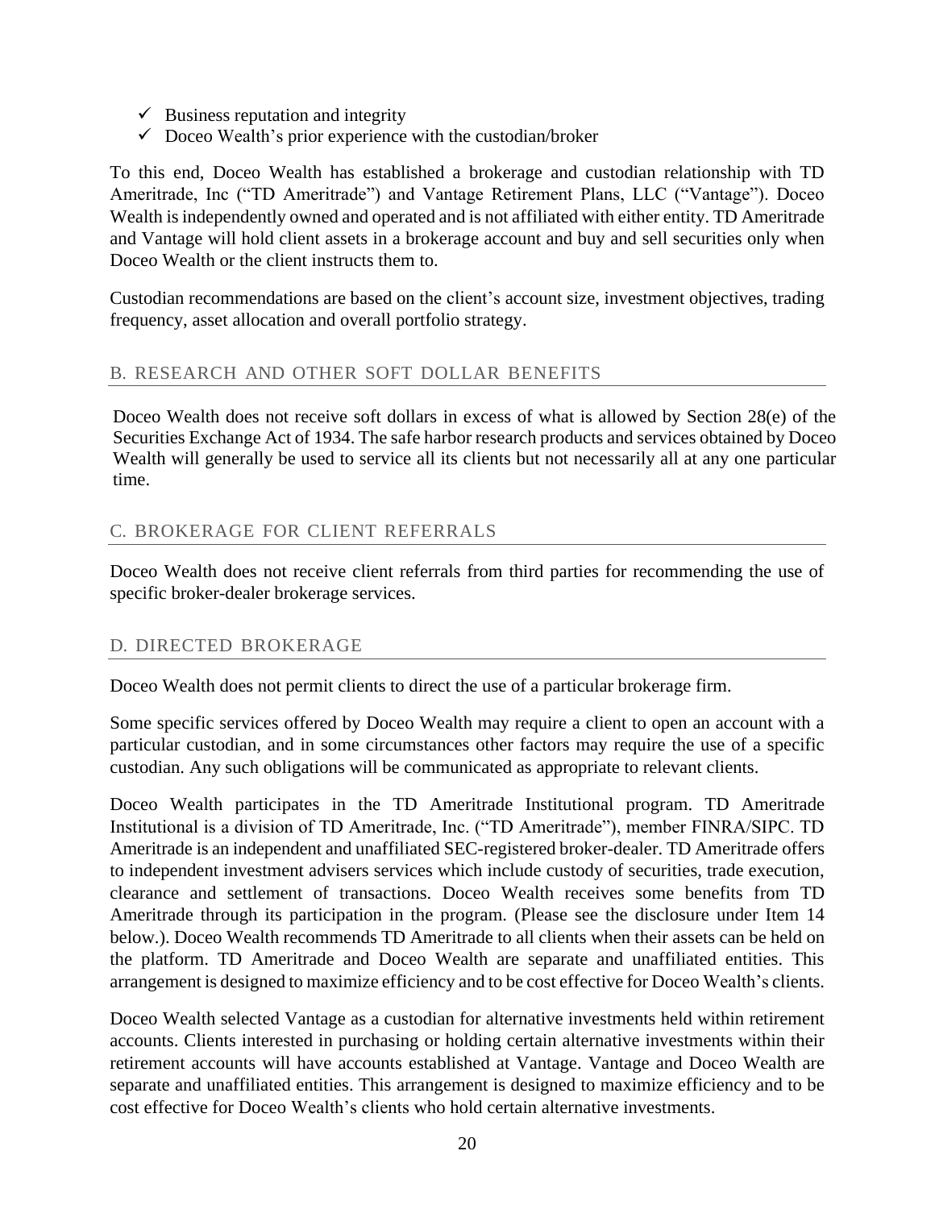- ✓ Business reputation and integrity
- ✓ Doceo Wealth's prior experience with the custodian/broker

To this end, Doceo Wealth has established a brokerage and custodian relationship with TD Ameritrade, Inc ("TD Ameritrade") and Vantage Retirement Plans, LLC ("Vantage"). Doceo Wealth is independently owned and operated and is not affiliated with either entity. TD Ameritrade and Vantage will hold client assets in a brokerage account and buy and sell securities only when Doceo Wealth or the client instructs them to.

Custodian recommendations are based on the client's account size, investment objectives, trading frequency, asset allocation and overall portfolio strategy.

## B. RESEARCH AND OTHER SOFT DOLLAR BENEFITS

Doceo Wealth does not receive soft dollars in excess of what is allowed by Section 28(e) of the Securities Exchange Act of 1934. The safe harbor research products and services obtained by Doceo Wealth will generally be used to service all its clients but not necessarily all at any one particular time.

## C. BROKERAGE FOR CLIENT REFERRALS

Doceo Wealth does not receive client referrals from third parties for recommending the use of specific broker-dealer brokerage services.

## D. DIRECTED BROKERAGE

Doceo Wealth does not permit clients to direct the use of a particular brokerage firm.

Some specific services offered by Doceo Wealth may require a client to open an account with a particular custodian, and in some circumstances other factors may require the use of a specific custodian. Any such obligations will be communicated as appropriate to relevant clients.

Doceo Wealth participates in the TD Ameritrade Institutional program. TD Ameritrade Institutional is a division of TD Ameritrade, Inc. ("TD Ameritrade"), member FINRA/SIPC. TD Ameritrade is an independent and unaffiliated SEC-registered broker-dealer. TD Ameritrade offers to independent investment advisers services which include custody of securities, trade execution, clearance and settlement of transactions. Doceo Wealth receives some benefits from TD Ameritrade through its participation in the program. (Please see the disclosure under Item 14 below.). Doceo Wealth recommends TD Ameritrade to all clients when their assets can be held on the platform. TD Ameritrade and Doceo Wealth are separate and unaffiliated entities. This arrangement is designed to maximize efficiency and to be cost effective for Doceo Wealth's clients.

Doceo Wealth selected Vantage as a custodian for alternative investments held within retirement accounts. Clients interested in purchasing or holding certain alternative investments within their retirement accounts will have accounts established at Vantage. Vantage and Doceo Wealth are separate and unaffiliated entities. This arrangement is designed to maximize efficiency and to be cost effective for Doceo Wealth's clients who hold certain alternative investments.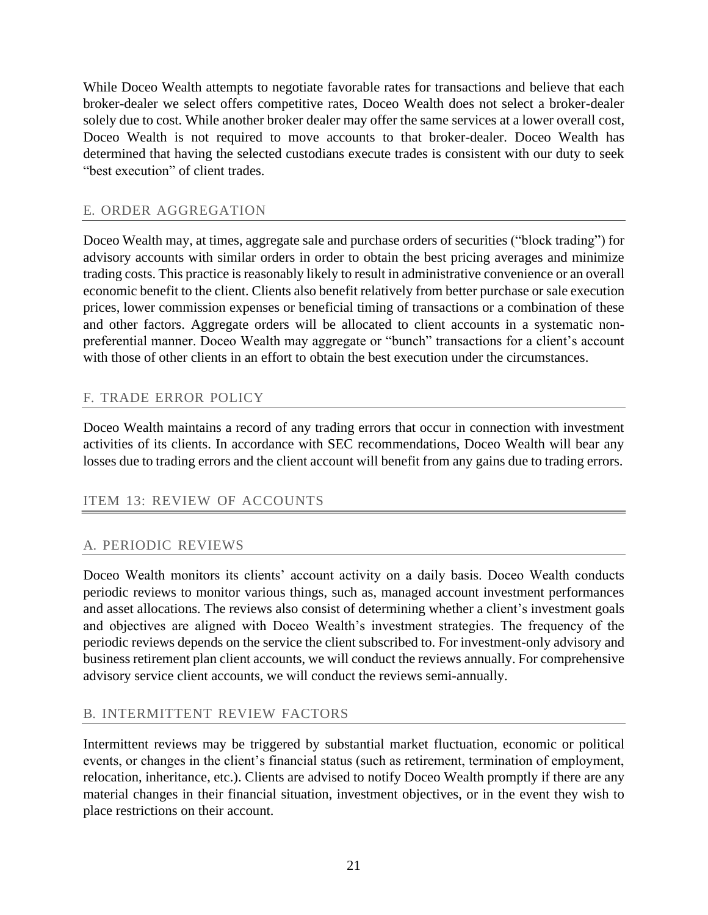While Doceo Wealth attempts to negotiate favorable rates for transactions and believe that each broker-dealer we select offers competitive rates, Doceo Wealth does not select a broker-dealer solely due to cost. While another broker dealer may offer the same services at a lower overall cost, Doceo Wealth is not required to move accounts to that broker-dealer. Doceo Wealth has determined that having the selected custodians execute trades is consistent with our duty to seek "best execution" of client trades.

### E. ORDER AGGREGATION

Doceo Wealth may, at times, aggregate sale and purchase orders of securities ("block trading") for advisory accounts with similar orders in order to obtain the best pricing averages and minimize trading costs. This practice is reasonably likely to result in administrative convenience or an overall economic benefit to the client. Clients also benefit relatively from better purchase or sale execution prices, lower commission expenses or beneficial timing of transactions or a combination of these and other factors. Aggregate orders will be allocated to client accounts in a systematic non-preferential manner. Doceo Wealth may aggregate or "bunch" transactions for a client's account with those of other clients in an effort to obtain the best execution under the circumstances.

### F. TRADE ERROR POLICY

Doceo Wealth maintains a record of any trading errors that occur in connection with investment activities of its clients. In accordance with SEC recommendations, Doceo Wealth will bear any losses due to trading errors and the client account will benefit from any gains due to trading errors.

## ITEM 13: REVIEW OF ACCOUNTS

### A. PERIODIC REVIEWS

Doceo Wealth monitors its clients' account activity on a daily basis. Doceo Wealth conducts periodic reviews to monitor various things, such as, managed account investment performances and asset allocations. The reviews also consist of determining whether a client's investment goals and objectives are aligned with Doceo Wealth's investment strategies. The frequency of the periodic reviews depends on the service the client subscribed to. For investment-only advisory and business retirement plan client accounts, we will conduct the reviews annually. For comprehensive advisory service client accounts, we will conduct the reviews semi-annually.

### B. INTERMITTENT REVIEW FACTORS

Intermittent reviews may be triggered by substantial market fluctuation, economic or political events, or changes in the client's financial status (such as retirement, termination of employment, relocation, inheritance, etc.). Clients are advised to notify Doceo Wealth promptly if there are any material changes in their financial situation, investment objectives, or in the event they wish to place restrictions on their account.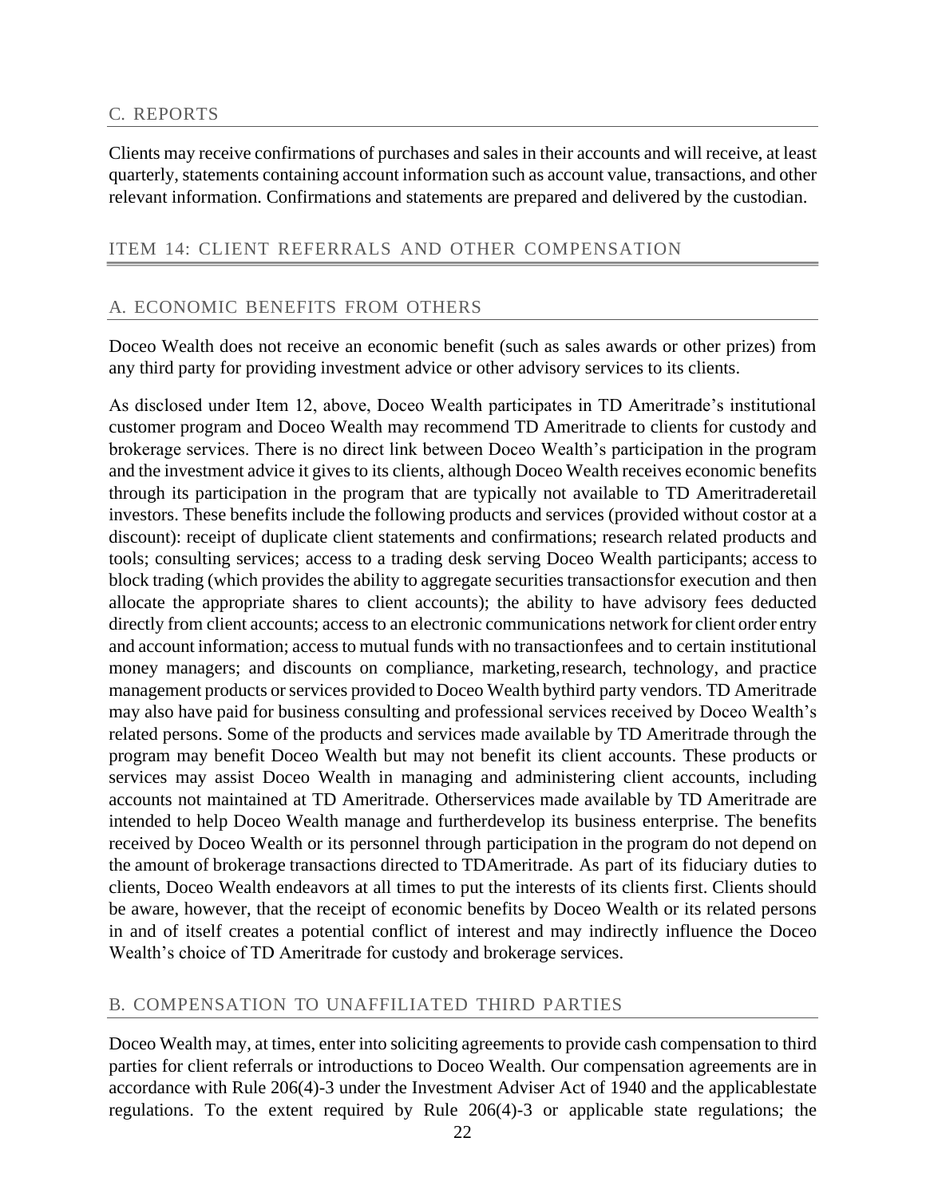### C. REPORTS

Clients may receive confirmations of purchases and sales in their accounts and will receive, at least quarterly, statements containing account information such as account value, transactions, and other relevant information. Confirmations and statements are prepared and delivered by the custodian.

## ITEM 14: CLIENT REFERRALS AND OTHER COMPENSATION

### A. ECONOMIC BENEFITS FROM OTHERS

Doceo Wealth does not receive an economic benefit (such as sales awards or other prizes) from any third party for providing investment advice or other advisory services to its clients.

As disclosed under Item 12, above, Doceo Wealth participates in TD Ameritrade's institutional customer program and Doceo Wealth may recommend TD Ameritrade to clients for custody and brokerage services. There is no direct link between Doceo Wealth's participation in the program and the investment advice it gives to its clients, although Doceo Wealth receives economic benefits through its participation in the program that are typically not available to TD Ameritraderetail investors. These benefits include the following products and services (provided without costor at a discount): receipt of duplicate client statements and confirmations; research related products and tools; consulting services; access to a trading desk serving Doceo Wealth participants; access to block trading (which provides the ability to aggregate securities transactionsfor execution and then allocate the appropriate shares to client accounts); the ability to have advisory fees deducted directly from client accounts; access to an electronic communications network for client order entry and account information; access to mutual funds with no transactionfees and to certain institutional money managers; and discounts on compliance, marketing,research, technology, and practice management products or services provided to Doceo Wealth bythird party vendors. TD Ameritrade may also have paid for business consulting and professional services received by Doceo Wealth's related persons. Some of the products and services made available by TD Ameritrade through the program may benefit Doceo Wealth but may not benefit its client accounts. These products or services may assist Doceo Wealth in managing and administering client accounts, including accounts not maintained at TD Ameritrade. Otherservices made available by TD Ameritrade are intended to help Doceo Wealth manage and furtherdevelop its business enterprise. The benefits received by Doceo Wealth or its personnel through participation in the program do not depend on the amount of brokerage transactions directed to TDAmeritrade. As part of its fiduciary duties to clients, Doceo Wealth endeavors at all times to put the interests of its clients first. Clients should be aware, however, that the receipt of economic benefits by Doceo Wealth or its related persons in and of itself creates a potential conflict of interest and may indirectly influence the Doceo Wealth's choice of TD Ameritrade for custody and brokerage services.

### B. COMPENSATION TO UNAFFILIATED THIRD PARTIES

Doceo Wealth may, at times, enter into soliciting agreements to provide cash compensation to third parties for client referrals or introductions to Doceo Wealth. Our compensation agreements are in accordance with Rule 206(4)-3 under the Investment Adviser Act of 1940 and the applicablestate regulations. To the extent required by Rule 206(4)-3 or applicable state regulations; the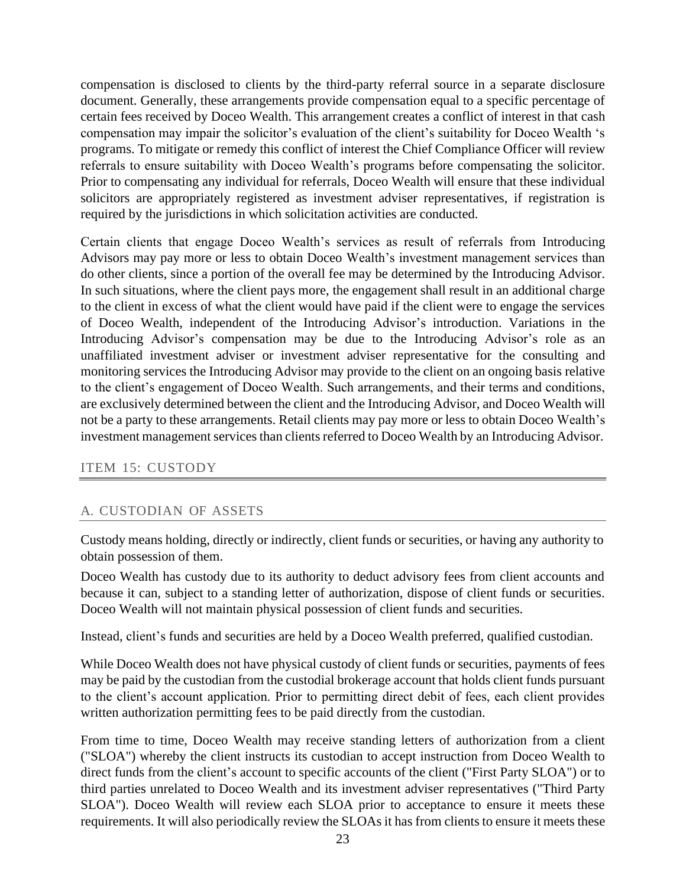compensation is disclosed to clients by the third-party referral source in a separate disclosure document. Generally, these arrangements provide compensation equal to a specific percentage of certain fees received by Doceo Wealth. This arrangement creates a conflict of interest in that cash compensation may impair the solicitor's evaluation of the client's suitability for Doceo Wealth 's programs. To mitigate or remedy this conflict of interest the Chief Compliance Officer will review referrals to ensure suitability with Doceo Wealth's programs before compensating the solicitor. Prior to compensating any individual for referrals, Doceo Wealth will ensure that these individual solicitors are appropriately registered as investment adviser representatives, if registration is required by the jurisdictions in which solicitation activities are conducted.

Certain clients that engage Doceo Wealth's services as result of referrals from Introducing Advisors may pay more or less to obtain Doceo Wealth's investment management services than do other clients, since a portion of the overall fee may be determined by the Introducing Advisor. In such situations, where the client pays more, the engagement shall result in an additional charge to the client in excess of what the client would have paid if the client were to engage the services of Doceo Wealth, independent of the Introducing Advisor's introduction. Variations in the Introducing Advisor's compensation may be due to the Introducing Advisor's role as an unaffiliated investment adviser or investment adviser representative for the consulting and monitoring services the Introducing Advisor may provide to the client on an ongoing basis relative to the client's engagement of Doceo Wealth. Such arrangements, and their terms and conditions, are exclusively determined between the client and the Introducing Advisor, and Doceo Wealth will not be a party to these arrangements. Retail clients may pay more or less to obtain Doceo Wealth's investment management services than clients referred to Doceo Wealth by an Introducing Advisor.

## ITEM 15: CUSTODY

### A. CUSTODIAN OF ASSETS

Custody means holding, directly or indirectly, client funds or securities, or having any authority to obtain possession of them.

Doceo Wealth has custody due to its authority to deduct advisory fees from client accounts and because it can, subject to a standing letter of authorization, dispose of client funds or securities. Doceo Wealth will not maintain physical possession of client funds and securities.

Instead, client's funds and securities are held by a Doceo Wealth preferred, qualified custodian.

While Doceo Wealth does not have physical custody of client funds or securities, payments of fees may be paid by the custodian from the custodial brokerage account that holds client funds pursuant to the client's account application. Prior to permitting direct debit of fees, each client provides written authorization permitting fees to be paid directly from the custodian.

From time to time, Doceo Wealth may receive standing letters of authorization from a client ("SLOA") whereby the client instructs its custodian to accept instruction from Doceo Wealth to direct funds from the client's account to specific accounts of the client ("First Party SLOA") or to third parties unrelated to Doceo Wealth and its investment adviser representatives ("Third Party SLOA"). Doceo Wealth will review each SLOA prior to acceptance to ensure it meets these requirements. It will also periodically review the SLOAs it has from clients to ensure it meets these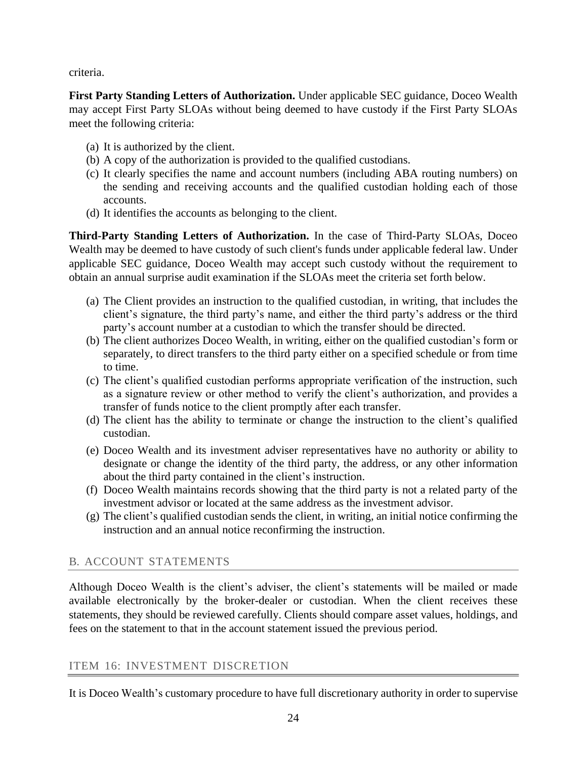criteria.

**First Party Standing Letters of Authorization.** Under applicable SEC guidance, Doceo Wealth may accept First Party SLOAs without being deemed to have custody if the First Party SLOAs meet the following criteria:

(a) It is authorized by the client.
(b) A copy of the authorization is provided to the qualified custodians.
(c) It clearly specifies the name and account numbers (including ABA routing numbers) on the sending and receiving accounts and the qualified custodian holding each of those accounts.
(d) It identifies the accounts as belonging to the client.

**Third-Party Standing Letters of Authorization.** In the case of Third-Party SLOAs, Doceo Wealth may be deemed to have custody of such client's funds under applicable federal law. Under applicable SEC guidance, Doceo Wealth may accept such custody without the requirement to obtain an annual surprise audit examination if the SLOAs meet the criteria set forth below.

(a) The Client provides an instruction to the qualified custodian, in writing, that includes the client's signature, the third party's name, and either the third party's address or the third party's account number at a custodian to which the transfer should be directed.
(b) The client authorizes Doceo Wealth, in writing, either on the qualified custodian's form or separately, to direct transfers to the third party either on a specified schedule or from time to time.
(c) The client's qualified custodian performs appropriate verification of the instruction, such as a signature review or other method to verify the client's authorization, and provides a transfer of funds notice to the client promptly after each transfer.
(d) The client has the ability to terminate or change the instruction to the client's qualified custodian.
(e) Doceo Wealth and its investment adviser representatives have no authority or ability to designate or change the identity of the third party, the address, or any other information about the third party contained in the client's instruction.
(f) Doceo Wealth maintains records showing that the third party is not a related party of the investment advisor or located at the same address as the investment advisor.
(g) The client's qualified custodian sends the client, in writing, an initial notice confirming the instruction and an annual notice reconfirming the instruction.

### B. ACCOUNT STATEMENTS

Although Doceo Wealth is the client's adviser, the client's statements will be mailed or made available electronically by the broker-dealer or custodian. When the client receives these statements, they should be reviewed carefully. Clients should compare asset values, holdings, and fees on the statement to that in the account statement issued the previous period.

## ITEM 16: INVESTMENT DISCRETION

It is Doceo Wealth's customary procedure to have full discretionary authority in order to supervise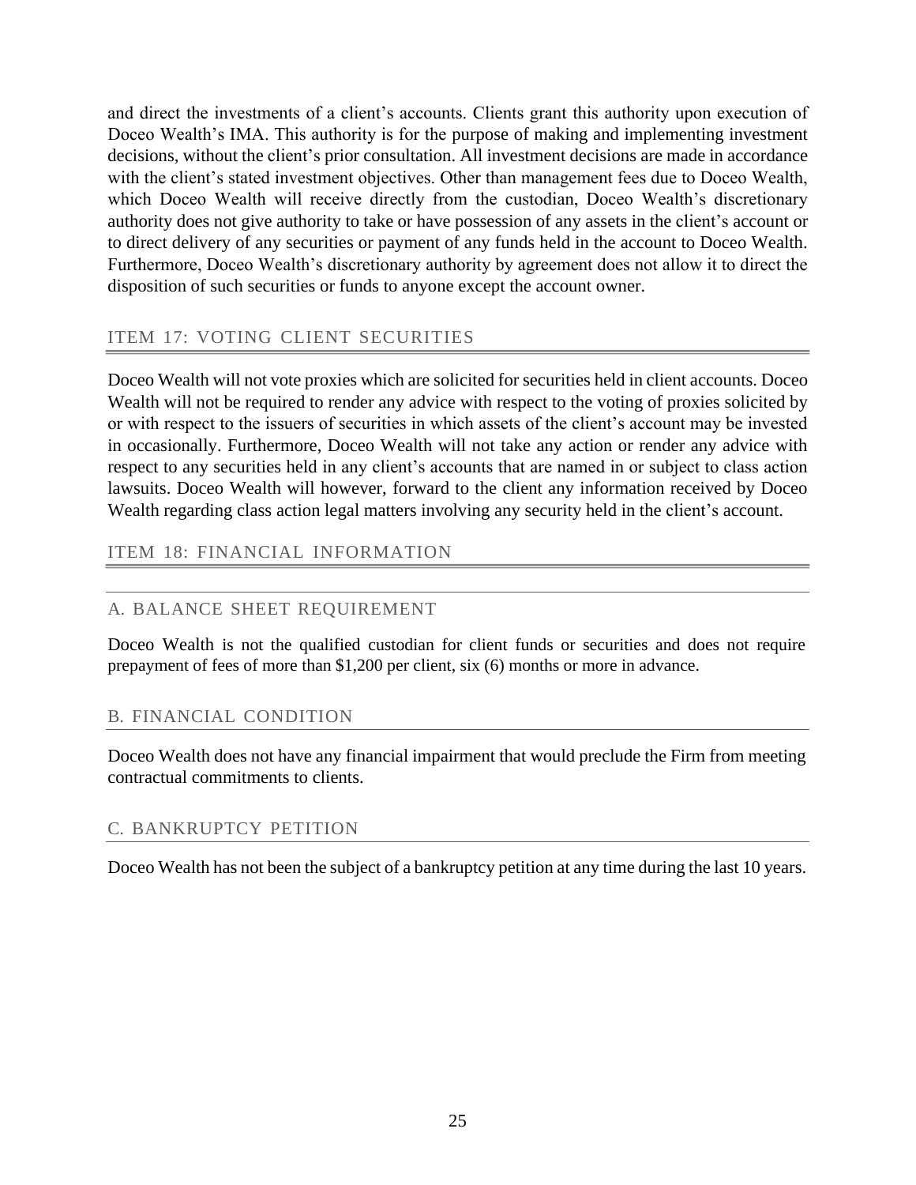and direct the investments of a client's accounts. Clients grant this authority upon execution of Doceo Wealth's IMA. This authority is for the purpose of making and implementing investment decisions, without the client's prior consultation. All investment decisions are made in accordance with the client's stated investment objectives. Other than management fees due to Doceo Wealth, which Doceo Wealth will receive directly from the custodian, Doceo Wealth's discretionary authority does not give authority to take or have possession of any assets in the client's account or to direct delivery of any securities or payment of any funds held in the account to Doceo Wealth. Furthermore, Doceo Wealth's discretionary authority by agreement does not allow it to direct the disposition of such securities or funds to anyone except the account owner.

## ITEM 17: VOTING CLIENT SECURITIES

Doceo Wealth will not vote proxies which are solicited for securities held in client accounts. Doceo Wealth will not be required to render any advice with respect to the voting of proxies solicited by or with respect to the issuers of securities in which assets of the client's account may be invested in occasionally. Furthermore, Doceo Wealth will not take any action or render any advice with respect to any securities held in any client's accounts that are named in or subject to class action lawsuits. Doceo Wealth will however, forward to the client any information received by Doceo Wealth regarding class action legal matters involving any security held in the client's account.

## ITEM 18: FINANCIAL INFORMATION

### A. BALANCE SHEET REQUIREMENT

Doceo Wealth is not the qualified custodian for client funds or securities and does not require prepayment of fees of more than $1,200 per client, six (6) months or more in advance.

### B. FINANCIAL CONDITION

Doceo Wealth does not have any financial impairment that would preclude the Firm from meeting contractual commitments to clients.

### C. BANKRUPTCY PETITION

Doceo Wealth has not been the subject of a bankruptcy petition at any time during the last 10 years.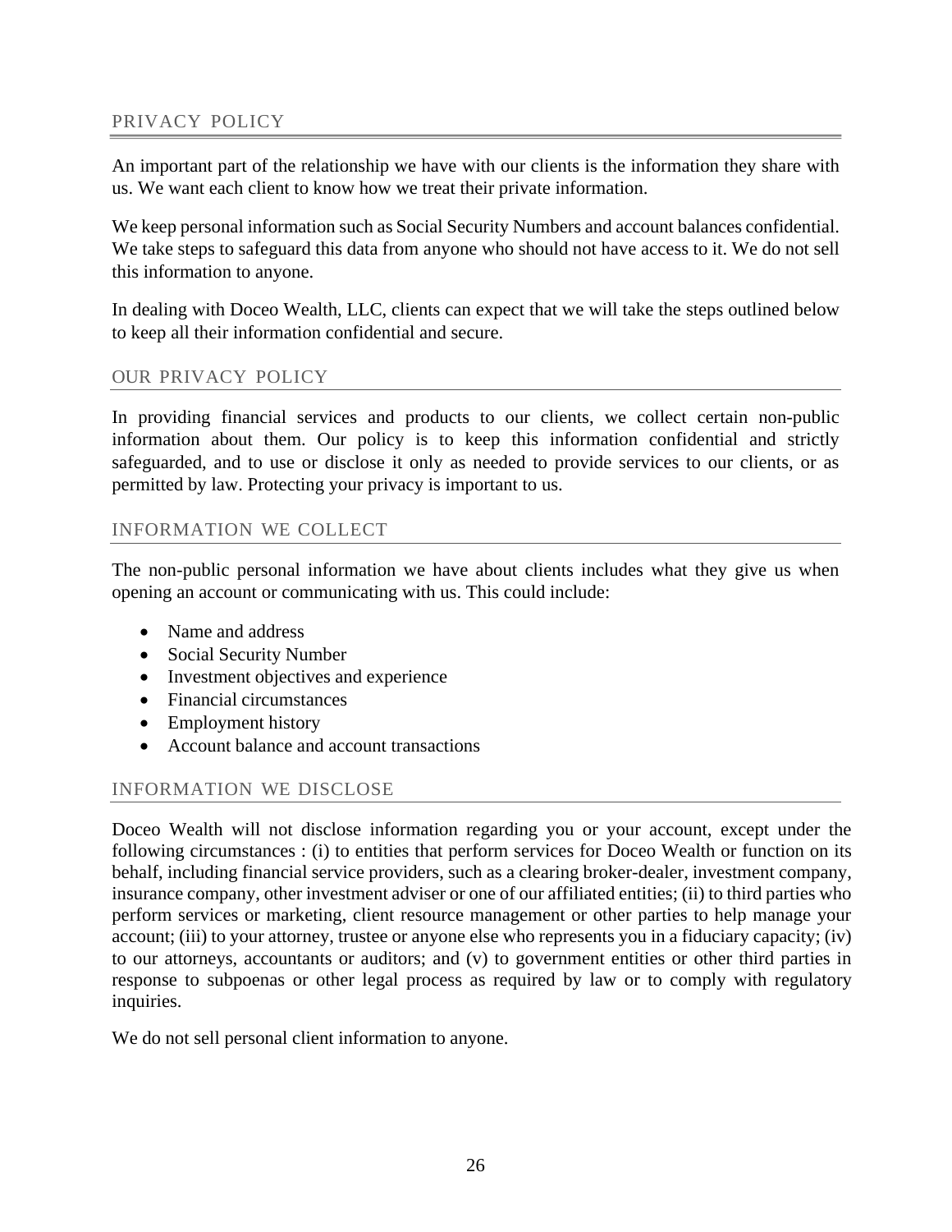## PRIVACY POLICY

An important part of the relationship we have with our clients is the information they share with us. We want each client to know how we treat their private information.

We keep personal information such as Social Security Numbers and account balances confidential. We take steps to safeguard this data from anyone who should not have access to it. We do not sell this information to anyone.

In dealing with Doceo Wealth, LLC, clients can expect that we will take the steps outlined below to keep all their information confidential and secure.

### OUR PRIVACY POLICY

In providing financial services and products to our clients, we collect certain non-public information about them. Our policy is to keep this information confidential and strictly safeguarded, and to use or disclose it only as needed to provide services to our clients, or as permitted by law. Protecting your privacy is important to us.

### INFORMATION WE COLLECT

The non-public personal information we have about clients includes what they give us when opening an account or communicating with us. This could include:

- Name and address
- Social Security Number
- Investment objectives and experience
- Financial circumstances
- Employment history
- Account balance and account transactions

### INFORMATION WE DISCLOSE

Doceo Wealth will not disclose information regarding you or your account, except under the following circumstances : (i) to entities that perform services for Doceo Wealth or function on its behalf, including financial service providers, such as a clearing broker-dealer, investment company, insurance company, other investment adviser or one of our affiliated entities; (ii) to third parties who perform services or marketing, client resource management or other parties to help manage your account; (iii) to your attorney, trustee or anyone else who represents you in a fiduciary capacity; (iv) to our attorneys, accountants or auditors; and (v) to government entities or other third parties in response to subpoenas or other legal process as required by law or to comply with regulatory inquiries.

We do not sell personal client information to anyone.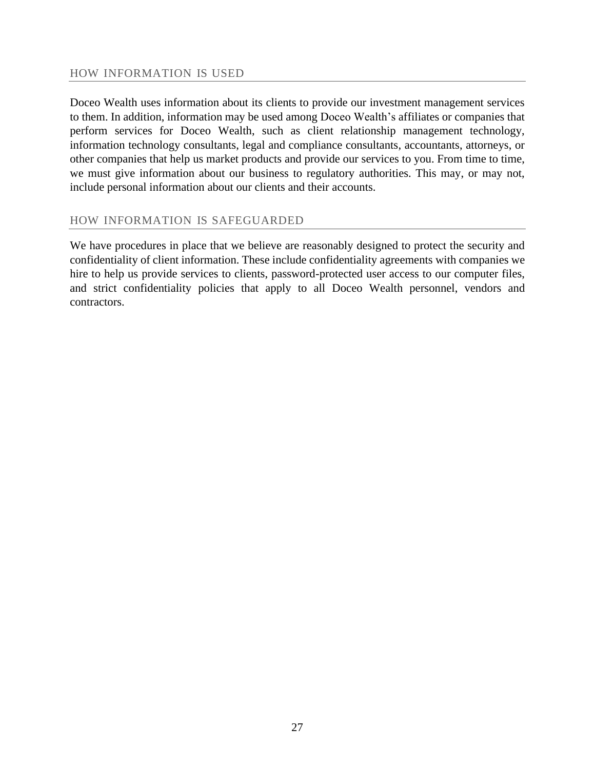## HOW INFORMATION IS USED

Doceo Wealth uses information about its clients to provide our investment management services to them. In addition, information may be used among Doceo Wealth's affiliates or companies that perform services for Doceo Wealth, such as client relationship management technology, information technology consultants, legal and compliance consultants, accountants, attorneys, or other companies that help us market products and provide our services to you. From time to time, we must give information about our business to regulatory authorities. This may, or may not, include personal information about our clients and their accounts.

## HOW INFORMATION IS SAFEGUARDED

We have procedures in place that we believe are reasonably designed to protect the security and confidentiality of client information. These include confidentiality agreements with companies we hire to help us provide services to clients, password-protected user access to our computer files, and strict confidentiality policies that apply to all Doceo Wealth personnel, vendors and contractors.